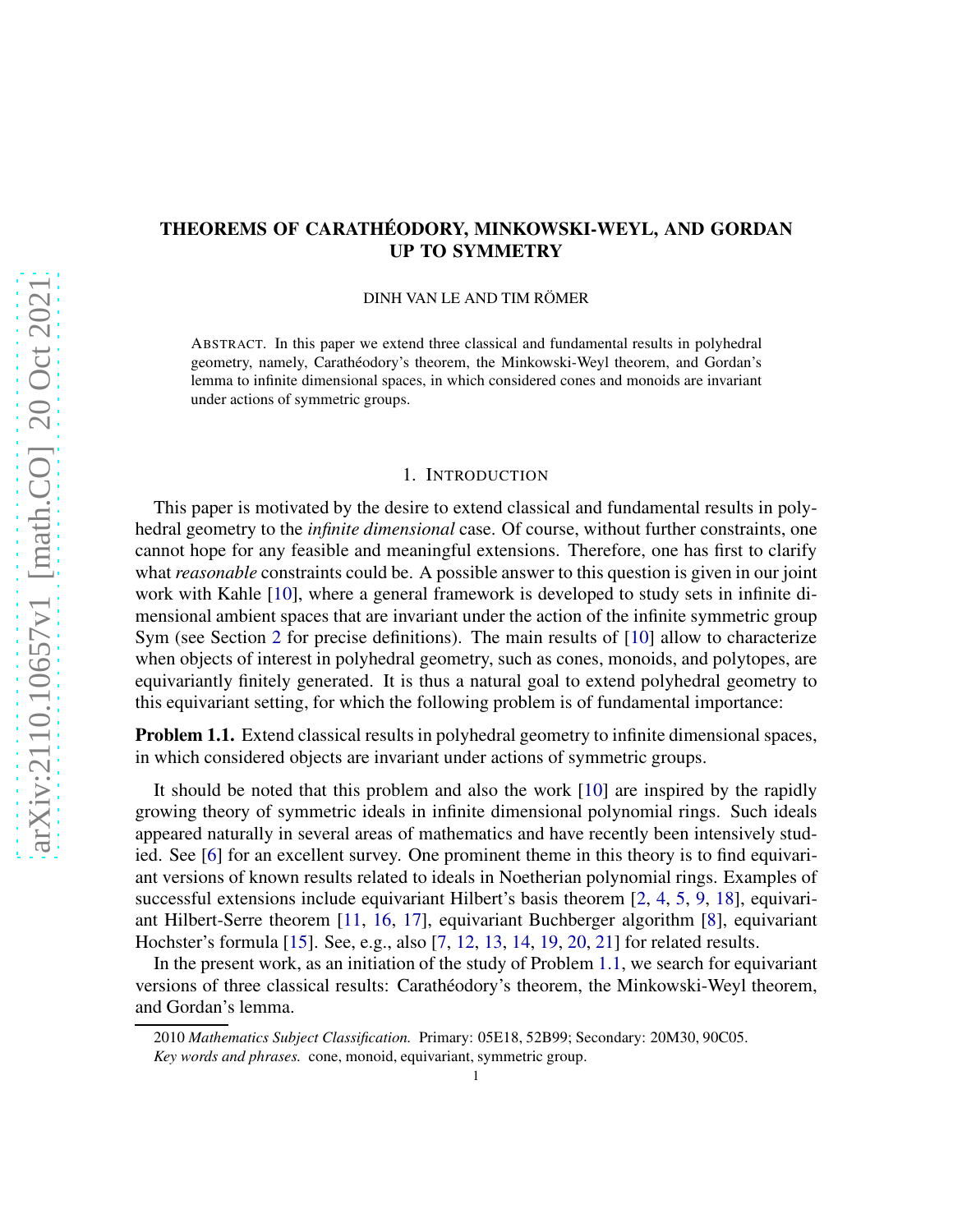# THEOREMS OF CARATHÉODORY, MINKOWSKI-WEYL, AND GORDAN UP TO SYMMETRY

DINH VAN LE AND TIM RÖMER

ABSTRACT. In this paper we extend three classical and fundamental results in polyhedral geometry, namely, Carathéodory's theorem, the Minkowski-Weyl theorem, and Gordan's lemma to infinite dimensional spaces, in which considered cones and monoids are invariant under actions of symmetric groups.

## 1. INTRODUCTION

This paper is motivated by the desire to extend classical and fundamental results in polyhedral geometry to the *infinite dimensional* case. Of course, without further constraints, one cannot hope for any feasible and meaningful extensions. Therefore, one has first to clarify what *reasonable* constraints could be. A possible answer to this question is given in our joint work with Kahle [10], where a general framework is developed to study sets in infinite dimensional ambient spaces that are invariant under the action of the infinite symmetric group Sym (see Section 2 for precise definitions). The main results of [10] allow to characterize when objects of interest in polyhedral geometry, such as cones, monoids, and polytopes, are equivariantly finitely generated. It is thus a natural goal to extend polyhedral geometry to this equivariant setting, for which the following problem is of fundamental importance:

**Problem 1.1.** Extend classical results in polyhedral geometry to infinite dimensional spaces, in which considered objects are invariant under actions of symmetric groups.

It should be noted that this problem and also the work [10] are inspired by the rapidly growing theory of symmetric ideals in infinite dimensional polynomial rings. Such ideals appeared naturally in several areas of mathematics and have recently been intensively studied. See [6] for an excellent survey. One prominent theme in this theory is to find equivariant versions of known results related to ideals in Noetherian polynomial rings. Examples of successful extensions include equivariant Hilbert's basis theorem [2, 4, 5, 9, 18], equivariant Hilbert-Serre theorem [11, 16, 17], equivariant Buchberger algorithm [8], equivariant Hochster's formula [15]. See, e.g., also [7, 12, 13, 14, 19, 20, 21] for related results.

In the present work, as an initiation of the study of Problem 1.1, we search for equivariant versions of three classical results: Carathéodory's theorem, the Minkowski-Weyl theorem, and Gordan's lemma.

2010 *Mathematics Subject Classification.* Primary: 05E18, 52B99; Secondary: 20M30, 90C05.

*Key words and phrases.* cone, monoid, equivariant, symmetric group.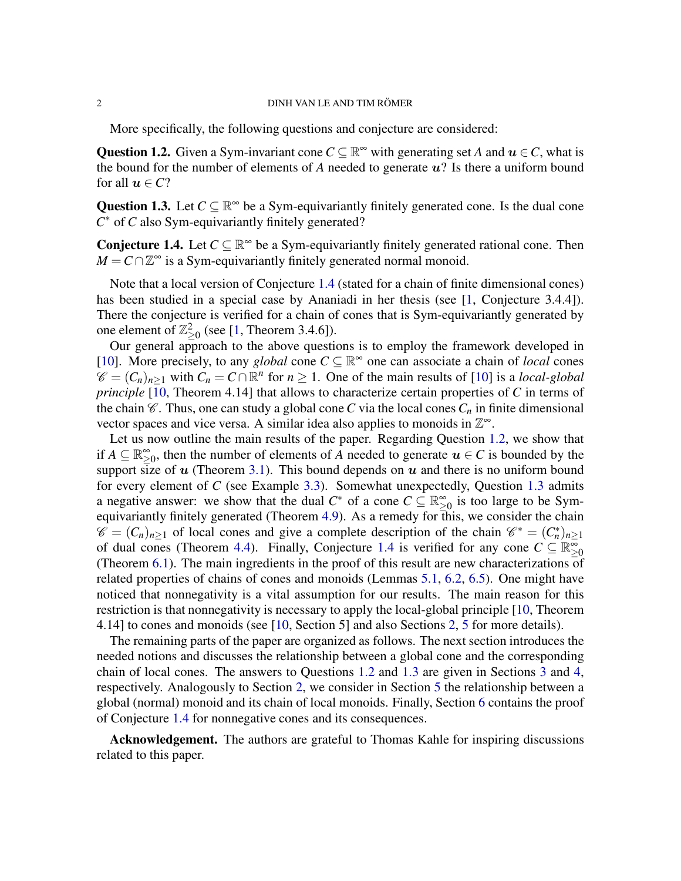More specifically, the following questions and conjecture are considered:

**Question 1.2.** Given a Sym-invariant cone $C \subseteq \mathbb{R}^\infty$ with generating set $A$ and $\boldsymbol{u} \in C$, what is the bound for the number of elements of $A$ needed to generate $\boldsymbol{u}$? Is there a uniform bound for all $\boldsymbol{u} \in C$?

**Question 1.3.** Let $C \subseteq \mathbb{R}^\infty$ be a Sym-equivariantly finitely generated cone. Is the dual cone $C^*$ of $C$ also Sym-equivariantly finitely generated?

**Conjecture 1.4.** Let $C \subseteq \mathbb{R}^\infty$ be a Sym-equivariantly finitely generated rational cone. Then $M = C \cap \mathbb{Z}^\infty$ is a Sym-equivariantly finitely generated normal monoid.

Note that a local version of Conjecture 1.4 (stated for a chain of finite dimensional cones) has been studied in a special case by Ananiadi in her thesis (see [1, Conjecture 3.4.4]). There the conjecture is verified for a chain of cones that is Sym-equivariantly generated by one element of $\mathbb{Z}^2_{\geq 0}$ (see [1, Theorem 3.4.6]).

Our general approach to the above questions is to employ the framework developed in [10]. More precisely, to any *global* cone $C \subseteq \mathbb{R}^\infty$ one can associate a chain of *local* cones $\mathscr{C} = (C_n)_{n\geq 1}$ with $C_n = C \cap \mathbb{R}^n$ for $n \geq 1$. One of the main results of [10] is a *local-global principle* [10, Theorem 4.14] that allows to characterize certain properties of $C$ in terms of the chain $\mathscr{C}$. Thus, one can study a global cone $C$ via the local cones $C_n$ in finite dimensional vector spaces and vice versa. A similar idea also applies to monoids in $\mathbb{Z}^\infty$.

Let us now outline the main results of the paper. Regarding Question 1.2, we show that if $A \subseteq \mathbb{R}^\infty_{\geq 0}$, then the number of elements of $A$ needed to generate $\boldsymbol{u} \in C$ is bounded by the support size of $\boldsymbol{u}$ (Theorem 3.1). This bound depends on $\boldsymbol{u}$ and there is no uniform bound for every element of $C$ (see Example 3.3). Somewhat unexpectedly, Question 1.3 admits a negative answer: we show that the dual $C^*$ of a cone $C \subseteq \mathbb{R}^\infty_{\geq 0}$ is too large to be Sym-equivariantly finitely generated (Theorem 4.9). As a remedy for this, we consider the chain $\mathscr{C} = (C_n)_{n\geq 1}$ of local cones and give a complete description of the chain $\mathscr{C}^* = (C_n^*)_{n\geq 1}$ of dual cones (Theorem 4.4). Finally, Conjecture 1.4 is verified for any cone $C \subseteq \mathbb{R}^\infty_{\geq 0}$ (Theorem 6.1). The main ingredients in the proof of this result are new characterizations of related properties of chains of cones and monoids (Lemmas 5.1, 6.2, 6.5). One might have noticed that nonnegativity is a vital assumption for our results. The main reason for this restriction is that nonnegativity is necessary to apply the local-global principle [10, Theorem 4.14] to cones and monoids (see [10, Section 5] and also Sections 2, 5 for more details).

The remaining parts of the paper are organized as follows. The next section introduces the needed notions and discusses the relationship between a global cone and the corresponding chain of local cones. The answers to Questions 1.2 and 1.3 are given in Sections 3 and 4, respectively. Analogously to Section 2, we consider in Section 5 the relationship between a global (normal) monoid and its chain of local monoids. Finally, Section 6 contains the proof of Conjecture 1.4 for nonnegative cones and its consequences.

**Acknowledgement.** The authors are grateful to Thomas Kahle for inspiring discussions related to this paper.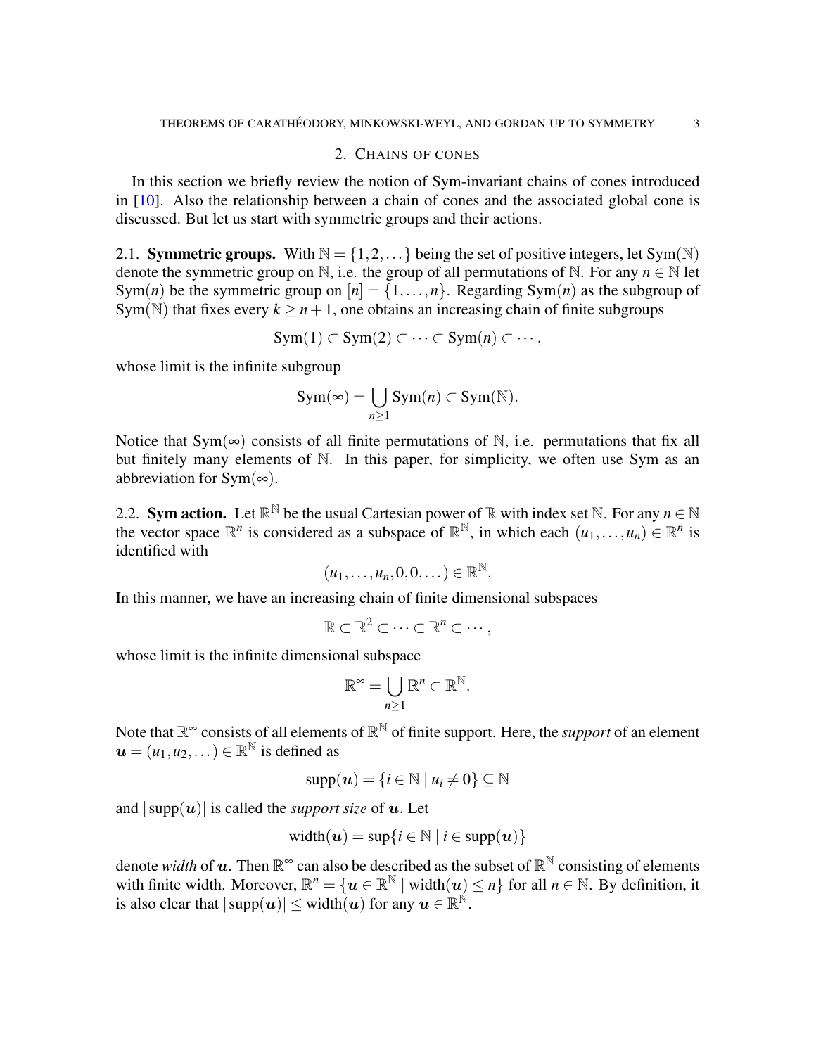## 2. CHAINS OF CONES

In this section we briefly review the notion of Sym-invariant chains of cones introduced in [10]. Also the relationship between a chain of cones and the associated global cone is discussed. But let us start with symmetric groups and their actions.

### 2.1. **Symmetric groups.**

With $\mathbb{N} = \{1, 2, \dots\}$ being the set of positive integers, let $\mathrm{Sym}(\mathbb{N})$ denote the symmetric group on $\mathbb{N}$, i.e. the group of all permutations of $\mathbb{N}$. For any $n \in \mathbb{N}$ let $\mathrm{Sym}(n)$ be the symmetric group on $[n] = \{1, \dots, n\}$. Regarding $\mathrm{Sym}(n)$ as the subgroup of $\mathrm{Sym}(\mathbb{N})$ that fixes every $k \geq n+1$, one obtains an increasing chain of finite subgroups

$$\mathrm{Sym}(1) \subset \mathrm{Sym}(2) \subset \cdots \subset \mathrm{Sym}(n) \subset \cdots,$$

whose limit is the infinite subgroup

$$\mathrm{Sym}(\infty) = \bigcup_{n \geq 1} \mathrm{Sym}(n) \subset \mathrm{Sym}(\mathbb{N}).$$

Notice that $\mathrm{Sym}(\infty)$ consists of all finite permutations of $\mathbb{N}$, i.e. permutations that fix all but finitely many elements of $\mathbb{N}$. In this paper, for simplicity, we often use Sym as an abbreviation for $\mathrm{Sym}(\infty)$.

### 2.2. **Sym action.**

Let $\mathbb{R}^{\mathbb{N}}$ be the usual Cartesian power of $\mathbb{R}$ with index set $\mathbb{N}$. For any $n \in \mathbb{N}$ the vector space $\mathbb{R}^n$ is considered as a subspace of $\mathbb{R}^{\mathbb{N}}$, in which each $(u_1, \dots, u_n) \in \mathbb{R}^n$ is identified with

$$(u_1, \dots, u_n, 0, 0, \dots) \in \mathbb{R}^{\mathbb{N}}.$$

In this manner, we have an increasing chain of finite dimensional subspaces

$$\mathbb{R} \subset \mathbb{R}^2 \subset \cdots \subset \mathbb{R}^n \subset \cdots,$$

whose limit is the infinite dimensional subspace

$$\mathbb{R}^\infty = \bigcup_{n \geq 1} \mathbb{R}^n \subset \mathbb{R}^{\mathbb{N}}.$$

Note that $\mathbb{R}^\infty$ consists of all elements of $\mathbb{R}^{\mathbb{N}}$ of finite support. Here, the *support* of an element $\boldsymbol{u} = (u_1, u_2, \dots) \in \mathbb{R}^{\mathbb{N}}$ is defined as

$$\mathrm{supp}(\boldsymbol{u}) = \{i \in \mathbb{N} \mid u_i \neq 0\} \subseteq \mathbb{N}$$

and $|\mathrm{supp}(\boldsymbol{u})|$ is called the *support size* of $\boldsymbol{u}$. Let

$$\mathrm{width}(\boldsymbol{u}) = \sup\{i \in \mathbb{N} \mid i \in \mathrm{supp}(\boldsymbol{u})\}$$

denote *width* of $\boldsymbol{u}$. Then $\mathbb{R}^\infty$ can also be described as the subset of $\mathbb{R}^{\mathbb{N}}$ consisting of elements with finite width. Moreover, $\mathbb{R}^n = \{\boldsymbol{u} \in \mathbb{R}^{\mathbb{N}} \mid \mathrm{width}(\boldsymbol{u}) \leq n\}$ for all $n \in \mathbb{N}$. By definition, it is also clear that $|\mathrm{supp}(\boldsymbol{u})| \leq \mathrm{width}(\boldsymbol{u})$ for any $\boldsymbol{u} \in \mathbb{R}^{\mathbb{N}}$.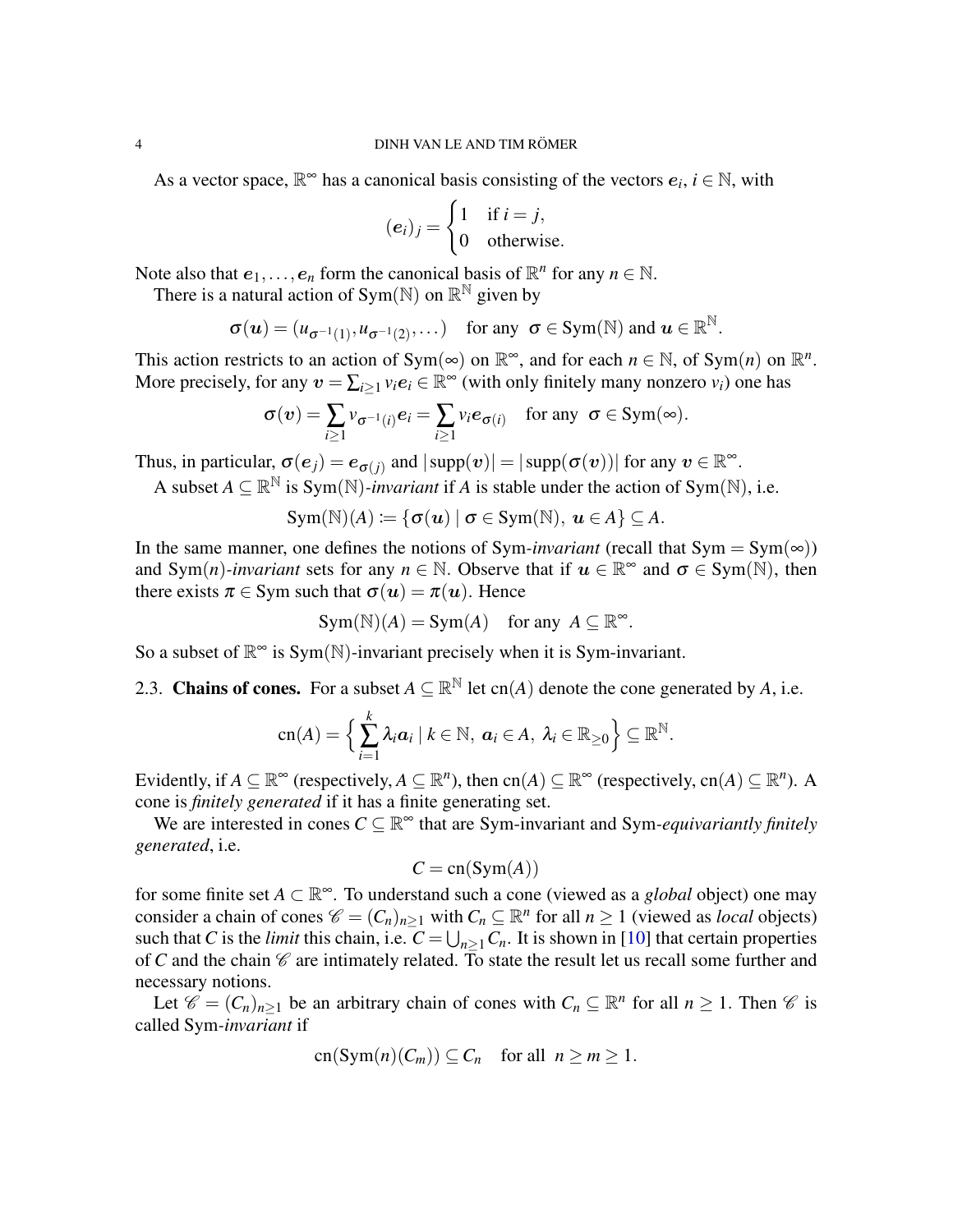As a vector space, $\mathbb{R}^\infty$ has a canonical basis consisting of the vectors $\boldsymbol{e}_i$, $i \in \mathbb{N}$, with

$$(\boldsymbol{e}_i)_j = \begin{cases} 1 & \text{if } i = j, \\ 0 & \text{otherwise.} \end{cases}$$

Note also that $\boldsymbol{e}_1, \ldots, \boldsymbol{e}_n$ form the canonical basis of $\mathbb{R}^n$ for any $n \in \mathbb{N}$.

There is a natural action of $\operatorname{Sym}(\mathbb{N})$ on $\mathbb{R}^{\mathbb{N}}$ given by

$$\sigma(\boldsymbol{u}) = (u_{\sigma^{-1}(1)}, u_{\sigma^{-1}(2)}, \ldots) \quad \text{for any } \sigma \in \operatorname{Sym}(\mathbb{N}) \text{ and } \boldsymbol{u} \in \mathbb{R}^{\mathbb{N}}.$$

This action restricts to an action of $\operatorname{Sym}(\infty)$ on $\mathbb{R}^\infty$, and for each $n \in \mathbb{N}$, of $\operatorname{Sym}(n)$ on $\mathbb{R}^n$. More precisely, for any $\boldsymbol{v} = \sum_{i \geq 1} v_i \boldsymbol{e}_i \in \mathbb{R}^\infty$ (with only finitely many nonzero $v_i$) one has

$$\sigma(\boldsymbol{v}) = \sum_{i \geq 1} v_{\sigma^{-1}(i)} \boldsymbol{e}_i = \sum_{i \geq 1} v_i \boldsymbol{e}_{\sigma(i)} \quad \text{for any } \sigma \in \operatorname{Sym}(\infty).$$

Thus, in particular, $\sigma(\boldsymbol{e}_j) = \boldsymbol{e}_{\sigma(j)}$ and $|\operatorname{supp}(\boldsymbol{v})| = |\operatorname{supp}(\sigma(\boldsymbol{v}))|$ for any $\boldsymbol{v} \in \mathbb{R}^\infty$.

A subset $A \subseteq \mathbb{R}^{\mathbb{N}}$ is $\operatorname{Sym}(\mathbb{N})$-*invariant* if $A$ is stable under the action of $\operatorname{Sym}(\mathbb{N})$, i.e.

$$\operatorname{Sym}(\mathbb{N})(A) := \{\sigma(\boldsymbol{u}) \mid \sigma \in \operatorname{Sym}(\mathbb{N}),\ \boldsymbol{u} \in A\} \subseteq A.$$

In the same manner, one defines the notions of Sym-*invariant* (recall that $\operatorname{Sym} = \operatorname{Sym}(\infty)$) and $\operatorname{Sym}(n)$-*invariant* sets for any $n \in \mathbb{N}$. Observe that if $\boldsymbol{u} \in \mathbb{R}^\infty$ and $\sigma \in \operatorname{Sym}(\mathbb{N})$, then there exists $\pi \in \operatorname{Sym}$ such that $\sigma(\boldsymbol{u}) = \pi(\boldsymbol{u})$. Hence

$$\operatorname{Sym}(\mathbb{N})(A) = \operatorname{Sym}(A) \quad \text{for any } A \subseteq \mathbb{R}^\infty.$$

So a subset of $\mathbb{R}^\infty$ is $\operatorname{Sym}(\mathbb{N})$-invariant precisely when it is Sym-invariant.

2.3. **Chains of cones.** For a subset $A \subseteq \mathbb{R}^{\mathbb{N}}$ let $\operatorname{cn}(A)$ denote the cone generated by $A$, i.e.

$$\operatorname{cn}(A) = \Big\{ \sum_{i=1}^{k} \lambda_i \boldsymbol{a}_i \mid k \in \mathbb{N},\ \boldsymbol{a}_i \in A,\ \lambda_i \in \mathbb{R}_{\geq 0} \Big\} \subseteq \mathbb{R}^{\mathbb{N}}.$$

Evidently, if $A \subseteq \mathbb{R}^\infty$ (respectively, $A \subseteq \mathbb{R}^n$), then $\operatorname{cn}(A) \subseteq \mathbb{R}^\infty$ (respectively, $\operatorname{cn}(A) \subseteq \mathbb{R}^n$). A cone is *finitely generated* if it has a finite generating set.

We are interested in cones $C \subseteq \mathbb{R}^\infty$ that are Sym-invariant and Sym-*equivariantly finitely generated*, i.e.

$$C = \operatorname{cn}(\operatorname{Sym}(A))$$

for some finite set $A \subset \mathbb{R}^\infty$. To understand such a cone (viewed as a *global* object) one may consider a chain of cones $\mathscr{C} = (C_n)_{n \geq 1}$ with $C_n \subseteq \mathbb{R}^n$ for all $n \geq 1$ (viewed as *local* objects) such that $C$ is the *limit* this chain, i.e. $C = \bigcup_{n \geq 1} C_n$. It is shown in [10] that certain properties of $C$ and the chain $\mathscr{C}$ are intimately related. To state the result let us recall some further and necessary notions.

Let $\mathscr{C} = (C_n)_{n \geq 1}$ be an arbitrary chain of cones with $C_n \subseteq \mathbb{R}^n$ for all $n \geq 1$. Then $\mathscr{C}$ is called Sym-*invariant* if

$$\operatorname{cn}(\operatorname{Sym}(n)(C_m)) \subseteq C_n \quad \text{for all } n \geq m \geq 1.$$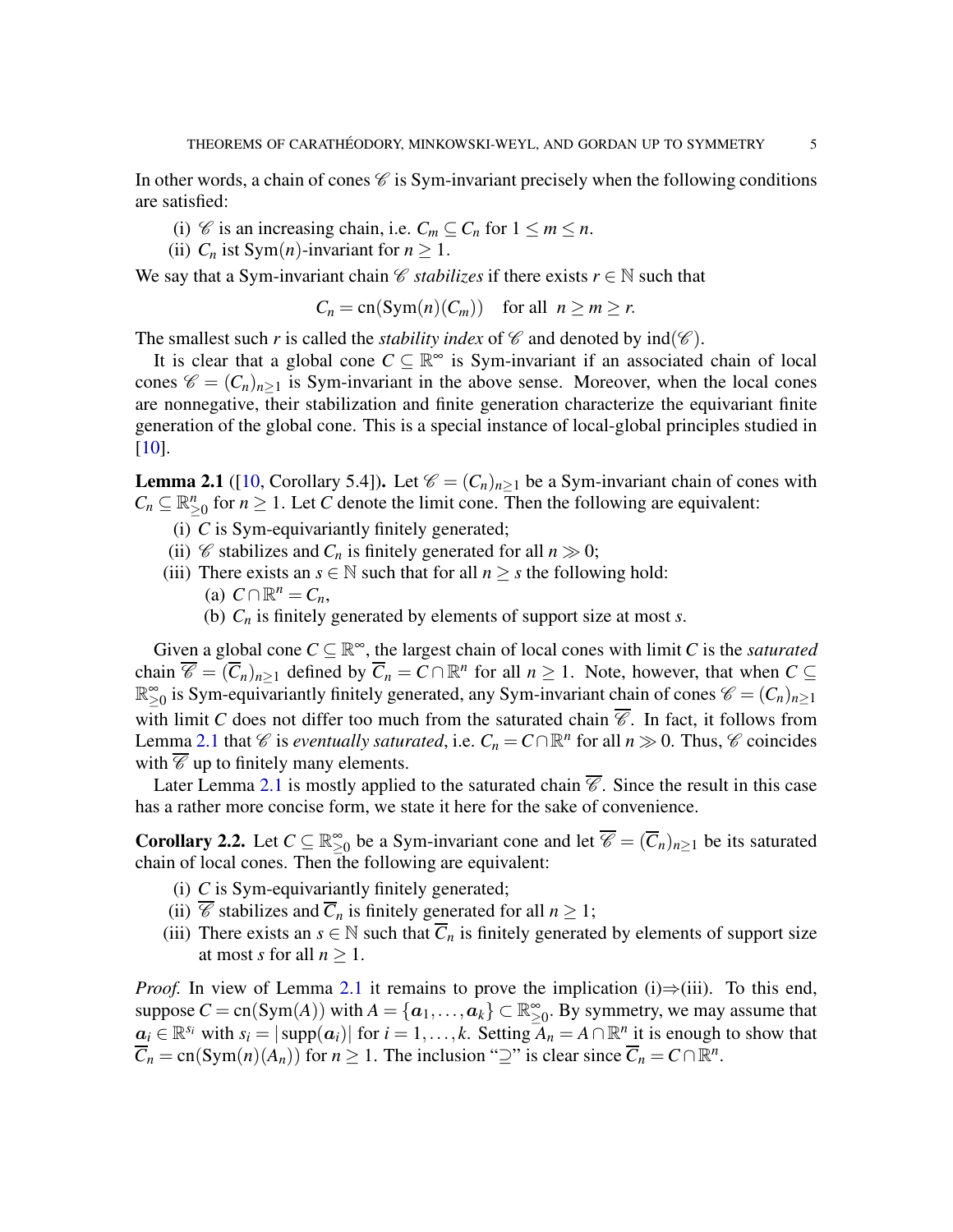In other words, a chain of cones $\mathscr{C}$ is Sym-invariant precisely when the following conditions are satisfied:

(i) $\mathscr{C}$ is an increasing chain, i.e. $C_m \subseteq C_n$ for $1 \leq m \leq n$.
(ii) $C_n$ ist $\mathrm{Sym}(n)$-invariant for $n \geq 1$.

We say that a Sym-invariant chain $\mathscr{C}$ *stabilizes* if there exists $r \in \mathbb{N}$ such that

$$C_n = \mathrm{cn}(\mathrm{Sym}(n)(C_m)) \quad \text{for all } \ n \geq m \geq r.$$

The smallest such $r$ is called the *stability index* of $\mathscr{C}$ and denoted by $\mathrm{ind}(\mathscr{C})$.

It is clear that a global cone $C \subseteq \mathbb{R}^\infty$ is Sym-invariant if an associated chain of local cones $\mathscr{C} = (C_n)_{n\geq 1}$ is Sym-invariant in the above sense. Moreover, when the local cones are nonnegative, their stabilization and finite generation characterize the equivariant finite generation of the global cone. This is a special instance of local-global principles studied in [10].

**Lemma 2.1** ([10, Corollary 5.4]). Let $\mathscr{C} = (C_n)_{n\geq 1}$ be a Sym-invariant chain of cones with $C_n \subseteq \mathbb{R}^n_{\geq 0}$ for $n \geq 1$. Let $C$ denote the limit cone. Then the following are equivalent:

(i) $C$ is Sym-equivariantly finitely generated;
(ii) $\mathscr{C}$ stabilizes and $C_n$ is finitely generated for all $n \gg 0$;
(iii) There exists an $s \in \mathbb{N}$ such that for all $n \geq s$ the following hold:
  (a) $C \cap \mathbb{R}^n = C_n$,
  (b) $C_n$ is finitely generated by elements of support size at most $s$.

Given a global cone $C \subseteq \mathbb{R}^\infty$, the largest chain of local cones with limit $C$ is the *saturated* chain $\overline{\mathscr{C}} = (\overline{C}_n)_{n\geq 1}$ defined by $\overline{C}_n = C \cap \mathbb{R}^n$ for all $n \geq 1$. Note, however, that when $C \subseteq \mathbb{R}^\infty_{\geq 0}$ is Sym-equivariantly finitely generated, any Sym-invariant chain of cones $\mathscr{C} = (C_n)_{n\geq 1}$ with limit $C$ does not differ too much from the saturated chain $\overline{\mathscr{C}}$. In fact, it follows from Lemma 2.1 that $\mathscr{C}$ is *eventually saturated*, i.e. $C_n = C \cap \mathbb{R}^n$ for all $n \gg 0$. Thus, $\mathscr{C}$ coincides with $\overline{\mathscr{C}}$ up to finitely many elements.

Later Lemma 2.1 is mostly applied to the saturated chain $\overline{\mathscr{C}}$. Since the result in this case has a rather more concise form, we state it here for the sake of convenience.

**Corollary 2.2.** Let $C \subseteq \mathbb{R}^\infty_{\geq 0}$ be a Sym-invariant cone and let $\overline{\mathscr{C}} = (\overline{C}_n)_{n\geq 1}$ be its saturated chain of local cones. Then the following are equivalent:

(i) $C$ is Sym-equivariantly finitely generated;
(ii) $\overline{\mathscr{C}}$ stabilizes and $\overline{C}_n$ is finitely generated for all $n \geq 1$;
(iii) There exists an $s \in \mathbb{N}$ such that $\overline{C}_n$ is finitely generated by elements of support size at most $s$ for all $n \geq 1$.

*Proof.* In view of Lemma 2.1 it remains to prove the implication (i)⇒(iii). To this end, suppose $C = \mathrm{cn}(\mathrm{Sym}(A))$ with $A = \{\boldsymbol{a}_1, \ldots, \boldsymbol{a}_k\} \subset \mathbb{R}^\infty_{\geq 0}$. By symmetry, we may assume that $\boldsymbol{a}_i \in \mathbb{R}^{s_i}$ with $s_i = |\operatorname{supp}(\boldsymbol{a}_i)|$ for $i = 1, \ldots, k$. Setting $A_n = A \cap \mathbb{R}^n$ it is enough to show that $\overline{C}_n = \mathrm{cn}(\mathrm{Sym}(n)(A_n))$ for $n \geq 1$. The inclusion "⊇" is clear since $\overline{C}_n = C \cap \mathbb{R}^n$.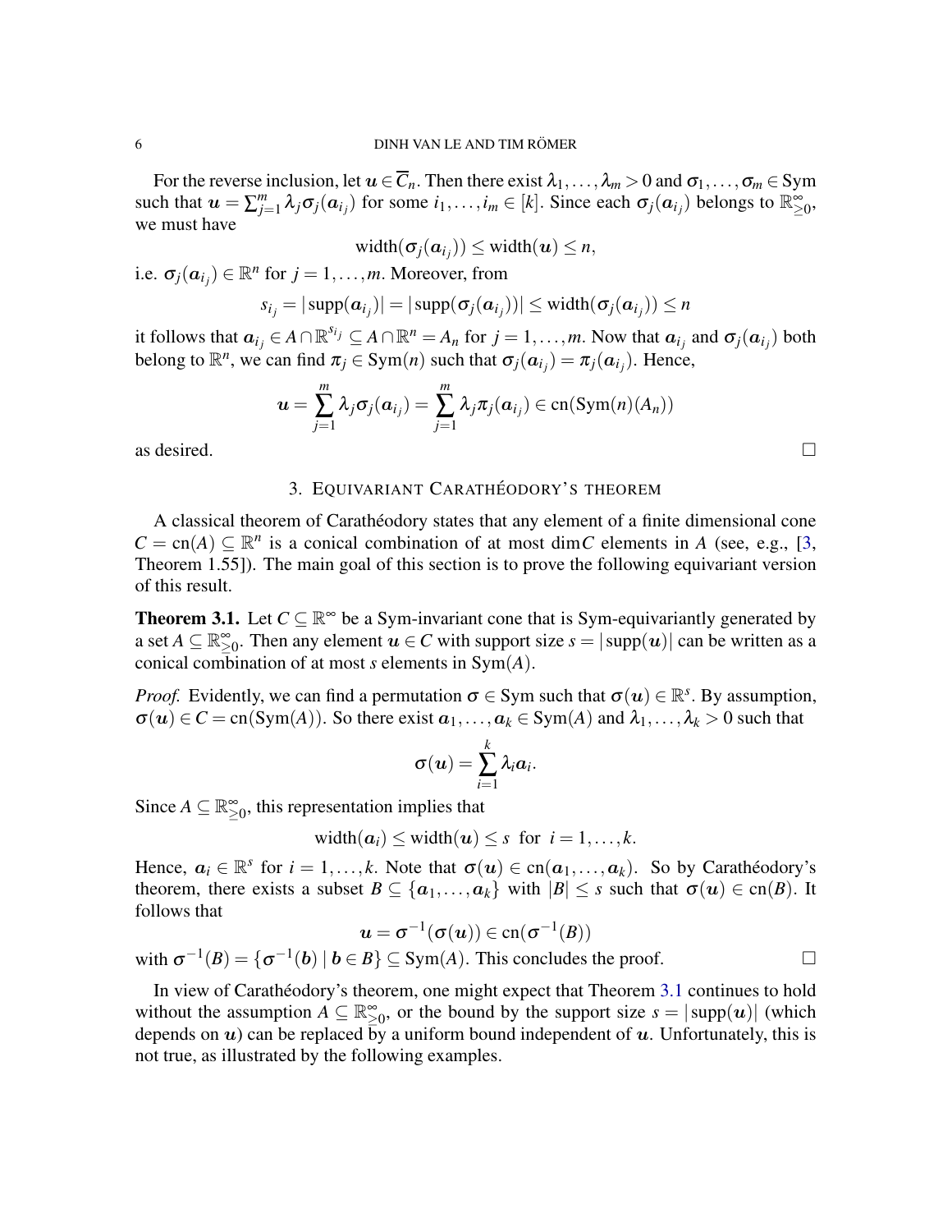For the reverse inclusion, let $\boldsymbol{u} \in \overline{C}_n$. Then there exist $\lambda_1, \dots, \lambda_m > 0$ and $\sigma_1, \dots, \sigma_m \in \operatorname{Sym}$ such that $\boldsymbol{u} = \sum_{j=1}^m \lambda_j \sigma_j(\boldsymbol{a}_{i_j})$ for some $i_1, \dots, i_m \in [k]$. Since each $\sigma_j(\boldsymbol{a}_{i_j})$ belongs to $\mathbb{R}^\infty_{\geq 0}$, we must have

$$\operatorname{width}(\sigma_j(\boldsymbol{a}_{i_j})) \leq \operatorname{width}(\boldsymbol{u}) \leq n,$$

i.e. $\sigma_j(\boldsymbol{a}_{i_j}) \in \mathbb{R}^n$ for $j = 1, \dots, m$. Moreover, from

$$s_{i_j} = |\operatorname{supp}(\boldsymbol{a}_{i_j})| = |\operatorname{supp}(\sigma_j(\boldsymbol{a}_{i_j}))| \leq \operatorname{width}(\sigma_j(\boldsymbol{a}_{i_j})) \leq n$$

it follows that $\boldsymbol{a}_{i_j} \in A \cap \mathbb{R}^{s_{i_j}} \subseteq A \cap \mathbb{R}^n = A_n$ for $j = 1, \dots, m$. Now that $\boldsymbol{a}_{i_j}$ and $\sigma_j(\boldsymbol{a}_{i_j})$ both belong to $\mathbb{R}^n$, we can find $\pi_j \in \operatorname{Sym}(n)$ such that $\sigma_j(\boldsymbol{a}_{i_j}) = \pi_j(\boldsymbol{a}_{i_j})$. Hence,

$$\boldsymbol{u} = \sum_{j=1}^m \lambda_j \sigma_j(\boldsymbol{a}_{i_j}) = \sum_{j=1}^m \lambda_j \pi_j(\boldsymbol{a}_{i_j}) \in \operatorname{cn}(\operatorname{Sym}(n)(A_n))$$

as desired. $\square$

## 3. Equivariant Carathéodory's theorem

A classical theorem of Carathéodory states that any element of a finite dimensional cone $C = \operatorname{cn}(A) \subseteq \mathbb{R}^n$ is a conical combination of at most $\dim C$ elements in $A$ (see, e.g., [3, Theorem 1.55]). The main goal of this section is to prove the following equivariant version of this result.

**Theorem 3.1.** Let $C \subseteq \mathbb{R}^\infty$ be a Sym-invariant cone that is Sym-equivariantly generated by a set $A \subseteq \mathbb{R}^\infty_{\geq 0}$. Then any element $\boldsymbol{u} \in C$ with support size $s = |\operatorname{supp}(\boldsymbol{u})|$ can be written as a conical combination of at most $s$ elements in $\operatorname{Sym}(A)$.

*Proof.* Evidently, we can find a permutation $\sigma \in \operatorname{Sym}$ such that $\sigma(\boldsymbol{u}) \in \mathbb{R}^s$. By assumption, $\sigma(\boldsymbol{u}) \in C = \operatorname{cn}(\operatorname{Sym}(A))$. So there exist $\boldsymbol{a}_1, \dots, \boldsymbol{a}_k \in \operatorname{Sym}(A)$ and $\lambda_1, \dots, \lambda_k > 0$ such that

$$\sigma(\boldsymbol{u}) = \sum_{i=1}^k \lambda_i \boldsymbol{a}_i.$$

Since $A \subseteq \mathbb{R}^\infty_{\geq 0}$, this representation implies that

$$\operatorname{width}(\boldsymbol{a}_i) \leq \operatorname{width}(\boldsymbol{u}) \leq s \ \text{ for } \ i = 1, \dots, k.$$

Hence, $\boldsymbol{a}_i \in \mathbb{R}^s$ for $i = 1, \dots, k$. Note that $\sigma(\boldsymbol{u}) \in \operatorname{cn}(\boldsymbol{a}_1, \dots, \boldsymbol{a}_k)$. So by Carathéodory's theorem, there exists a subset $B \subseteq \{\boldsymbol{a}_1, \dots, \boldsymbol{a}_k\}$ with $|B| \leq s$ such that $\sigma(\boldsymbol{u}) \in \operatorname{cn}(B)$. It follows that

$$\boldsymbol{u} = \sigma^{-1}(\sigma(\boldsymbol{u})) \in \operatorname{cn}(\sigma^{-1}(B))$$

with $\sigma^{-1}(B) = \{\sigma^{-1}(\boldsymbol{b}) \mid \boldsymbol{b} \in B\} \subseteq \operatorname{Sym}(A)$. This concludes the proof. $\square$

In view of Carathéodory's theorem, one might expect that Theorem 3.1 continues to hold without the assumption $A \subseteq \mathbb{R}^\infty_{\geq 0}$, or the bound by the support size $s = |\operatorname{supp}(\boldsymbol{u})|$ (which depends on $\boldsymbol{u}$) can be replaced by a uniform bound independent of $\boldsymbol{u}$. Unfortunately, this is not true, as illustrated by the following examples.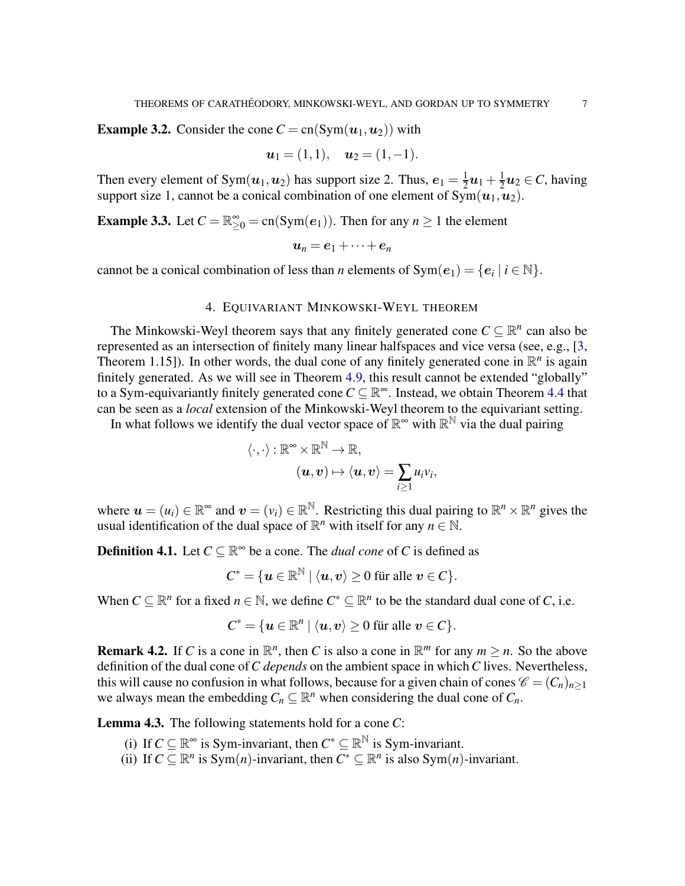**Example 3.2.** Consider the cone $C = \operatorname{cn}(\operatorname{Sym}(\boldsymbol{u}_1, \boldsymbol{u}_2))$ with

$$\boldsymbol{u}_1 = (1,1), \quad \boldsymbol{u}_2 = (1,-1).$$

Then every element of $\operatorname{Sym}(\boldsymbol{u}_1, \boldsymbol{u}_2)$ has support size 2. Thus, $\boldsymbol{e}_1 = \frac{1}{2}\boldsymbol{u}_1 + \frac{1}{2}\boldsymbol{u}_2 \in C$, having support size 1, cannot be a conical combination of one element of $\operatorname{Sym}(\boldsymbol{u}_1, \boldsymbol{u}_2)$.

**Example 3.3.** Let $C = \mathbb{R}^{\infty}_{\geq 0} = \operatorname{cn}(\operatorname{Sym}(\boldsymbol{e}_1))$. Then for any $n \geq 1$ the element

$$\boldsymbol{u}_n = \boldsymbol{e}_1 + \cdots + \boldsymbol{e}_n$$

cannot be a conical combination of less than $n$ elements of $\operatorname{Sym}(\boldsymbol{e}_1) = \{\boldsymbol{e}_i \mid i \in \mathbb{N}\}$.

## 4. Equivariant Minkowski-Weyl theorem

The Minkowski-Weyl theorem says that any finitely generated cone $C \subseteq \mathbb{R}^n$ can also be represented as an intersection of finitely many linear halfspaces and vice versa (see, e.g., [3, Theorem 1.15]). In other words, the dual cone of any finitely generated cone in $\mathbb{R}^n$ is again finitely generated. As we will see in Theorem 4.9, this result cannot be extended "globally" to a Sym-equivariantly finitely generated cone $C \subseteq \mathbb{R}^{\infty}$. Instead, we obtain Theorem 4.4 that can be seen as a *local* extension of the Minkowski-Weyl theorem to the equivariant setting.

In what follows we identify the dual vector space of $\mathbb{R}^{\infty}$ with $\mathbb{R}^{\mathbb{N}}$ via the dual pairing

$$\langle \cdot,\cdot \rangle : \mathbb{R}^{\infty} \times \mathbb{R}^{\mathbb{N}} \to \mathbb{R},$$
$$(\boldsymbol{u}, \boldsymbol{v}) \mapsto \langle \boldsymbol{u}, \boldsymbol{v} \rangle = \sum_{i \geq 1} u_i v_i,$$

where $\boldsymbol{u} = (u_i) \in \mathbb{R}^{\infty}$ and $\boldsymbol{v} = (v_i) \in \mathbb{R}^{\mathbb{N}}$. Restricting this dual pairing to $\mathbb{R}^n \times \mathbb{R}^n$ gives the usual identification of the dual space of $\mathbb{R}^n$ with itself for any $n \in \mathbb{N}$.

**Definition 4.1.** Let $C \subseteq \mathbb{R}^{\infty}$ be a cone. The *dual cone* of $C$ is defined as

$$C^* = \{\boldsymbol{u} \in \mathbb{R}^{\mathbb{N}} \mid \langle \boldsymbol{u}, \boldsymbol{v} \rangle \geq 0 \text{ für alle } \boldsymbol{v} \in C\}.$$

When $C \subseteq \mathbb{R}^n$ for a fixed $n \in \mathbb{N}$, we define $C^* \subseteq \mathbb{R}^n$ to be the standard dual cone of $C$, i.e.

$$C^* = \{\boldsymbol{u} \in \mathbb{R}^n \mid \langle \boldsymbol{u}, \boldsymbol{v} \rangle \geq 0 \text{ für alle } \boldsymbol{v} \in C\}.$$

**Remark 4.2.** If $C$ is a cone in $\mathbb{R}^n$, then $C$ is also a cone in $\mathbb{R}^m$ for any $m \geq n$. So the above definition of the dual cone of $C$ *depends* on the ambient space in which $C$ lives. Nevertheless, this will cause no confusion in what follows, because for a given chain of cones $\mathscr{C} = (C_n)_{n \geq 1}$ we always mean the embedding $C_n \subseteq \mathbb{R}^n$ when considering the dual cone of $C_n$.

**Lemma 4.3.** The following statements hold for a cone $C$:

(i) If $C \subseteq \mathbb{R}^{\infty}$ is Sym-invariant, then $C^* \subseteq \mathbb{R}^{\mathbb{N}}$ is Sym-invariant.
(ii) If $C \subseteq \mathbb{R}^n$ is $\operatorname{Sym}(n)$-invariant, then $C^* \subseteq \mathbb{R}^n$ is also $\operatorname{Sym}(n)$-invariant.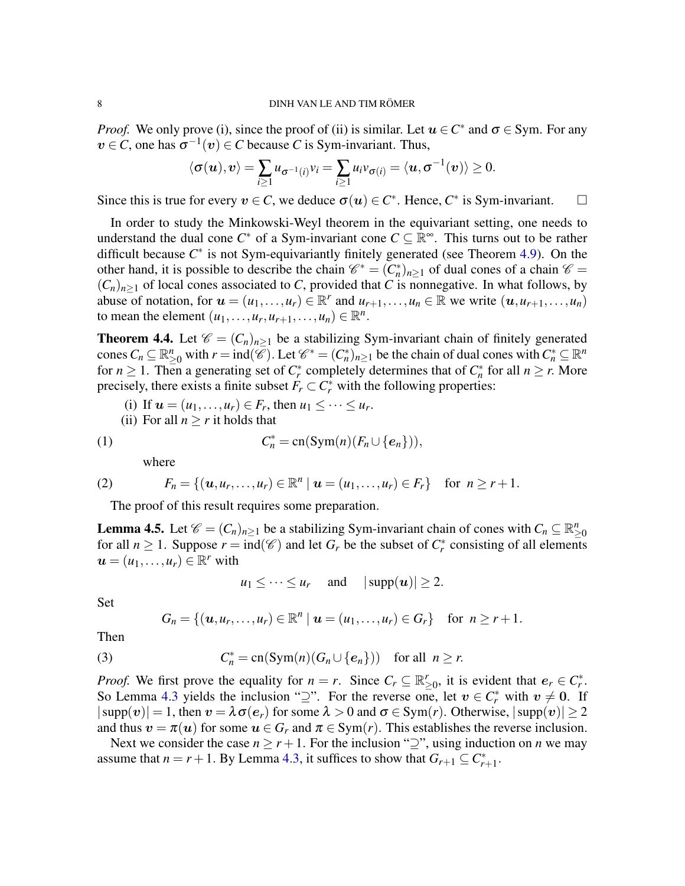*Proof.* We only prove (i), since the proof of (ii) is similar. Let $\boldsymbol{u} \in C^*$ and $\sigma \in \text{Sym}$. For any $\boldsymbol{v} \in C$, one has $\sigma^{-1}(\boldsymbol{v}) \in C$ because $C$ is Sym-invariant. Thus,

$$\langle \sigma(\boldsymbol{u}), \boldsymbol{v} \rangle = \sum_{i \geq 1} u_{\sigma^{-1}(i)} v_i = \sum_{i \geq 1} u_i v_{\sigma(i)} = \langle \boldsymbol{u}, \sigma^{-1}(\boldsymbol{v}) \rangle \geq 0.$$

Since this is true for every $\boldsymbol{v} \in C$, we deduce $\sigma(\boldsymbol{u}) \in C^*$. Hence, $C^*$ is Sym-invariant. $\square$

In order to study the Minkowski-Weyl theorem in the equivariant setting, one needs to understand the dual cone $C^*$ of a Sym-invariant cone $C \subseteq \mathbb{R}^\infty$. This turns out to be rather difficult because $C^*$ is not Sym-equivariantly finitely generated (see Theorem 4.9). On the other hand, it is possible to describe the chain $\mathscr{C}^* = (C_n^*)_{n \geq 1}$ of dual cones of a chain $\mathscr{C} = (C_n)_{n \geq 1}$ of local cones associated to $C$, provided that $C$ is nonnegative. In what follows, by abuse of notation, for $\boldsymbol{u} = (u_1, \dots, u_r) \in \mathbb{R}^r$ and $u_{r+1}, \dots, u_n \in \mathbb{R}$ we write $(\boldsymbol{u}, u_{r+1}, \dots, u_n)$ to mean the element $(u_1, \dots, u_r, u_{r+1}, \dots, u_n) \in \mathbb{R}^n$.

**Theorem 4.4.** *Let $\mathscr{C} = (C_n)_{n \geq 1}$ be a stabilizing Sym-invariant chain of finitely generated cones $C_n \subseteq \mathbb{R}^n_{\geq 0}$ with $r = \text{ind}(\mathscr{C})$. Let $\mathscr{C}^* = (C_n^*)_{n \geq 1}$ be the chain of dual cones with $C_n^* \subseteq \mathbb{R}^n$ for $n \geq 1$. Then a generating set of $C_r^*$ completely determines that of $C_n^*$ for all $n \geq r$. More precisely, there exists a finite subset $F_r \subset C_r^*$ with the following properties:*

(i) *If $\boldsymbol{u} = (u_1, \dots, u_r) \in F_r$, then $u_1 \leq \dots \leq u_r$.*
(ii) *For all $n \geq r$ it holds that*

$$C_n^* = \text{cn}(\text{Sym}(n)(F_n \cup \{\boldsymbol{e}_n\})), \tag{1}$$

*where*

$$F_n = \{(\boldsymbol{u}, u_r, \dots, u_r) \in \mathbb{R}^n \mid \boldsymbol{u} = (u_1, \dots, u_r) \in F_r\} \quad \text{for } n \geq r+1. \tag{2}$$

The proof of this result requires some preparation.

**Lemma 4.5.** *Let $\mathscr{C} = (C_n)_{n \geq 1}$ be a stabilizing Sym-invariant chain of cones with $C_n \subseteq \mathbb{R}^n_{\geq 0}$ for all $n \geq 1$. Suppose $r = \text{ind}(\mathscr{C})$ and let $G_r$ be the subset of $C_r^*$ consisting of all elements $\boldsymbol{u} = (u_1, \dots, u_r) \in \mathbb{R}^r$ with*

$$u_1 \leq \dots \leq u_r \quad \text{and} \quad |\text{supp}(\boldsymbol{u})| \geq 2.$$

*Set*

$$G_n = \{(\boldsymbol{u}, u_r, \dots, u_r) \in \mathbb{R}^n \mid \boldsymbol{u} = (u_1, \dots, u_r) \in G_r\} \quad \text{for } n \geq r+1.$$

*Then*

$$C_n^* = \text{cn}(\text{Sym}(n)(G_n \cup \{\boldsymbol{e}_n\})) \quad \text{for all } n \geq r. \tag{3}$$

*Proof.* We first prove the equality for $n = r$. Since $C_r \subseteq \mathbb{R}^r_{\geq 0}$, it is evident that $\boldsymbol{e}_r \in C_r^*$. So Lemma 4.3 yields the inclusion "$\supseteq$". For the reverse one, let $\boldsymbol{v} \in C_r^*$ with $\boldsymbol{v} \neq \boldsymbol{0}$. If $|\text{supp}(\boldsymbol{v})| = 1$, then $\boldsymbol{v} = \lambda \sigma(\boldsymbol{e}_r)$ for some $\lambda > 0$ and $\sigma \in \text{Sym}(r)$. Otherwise, $|\text{supp}(\boldsymbol{v})| \geq 2$ and thus $\boldsymbol{v} = \pi(\boldsymbol{u})$ for some $\boldsymbol{u} \in G_r$ and $\pi \in \text{Sym}(r)$. This establishes the reverse inclusion.

Next we consider the case $n \geq r+1$. For the inclusion "$\supseteq$", using induction on $n$ we may assume that $n = r+1$. By Lemma 4.3, it suffices to show that $G_{r+1} \subseteq C_{r+1}^*$.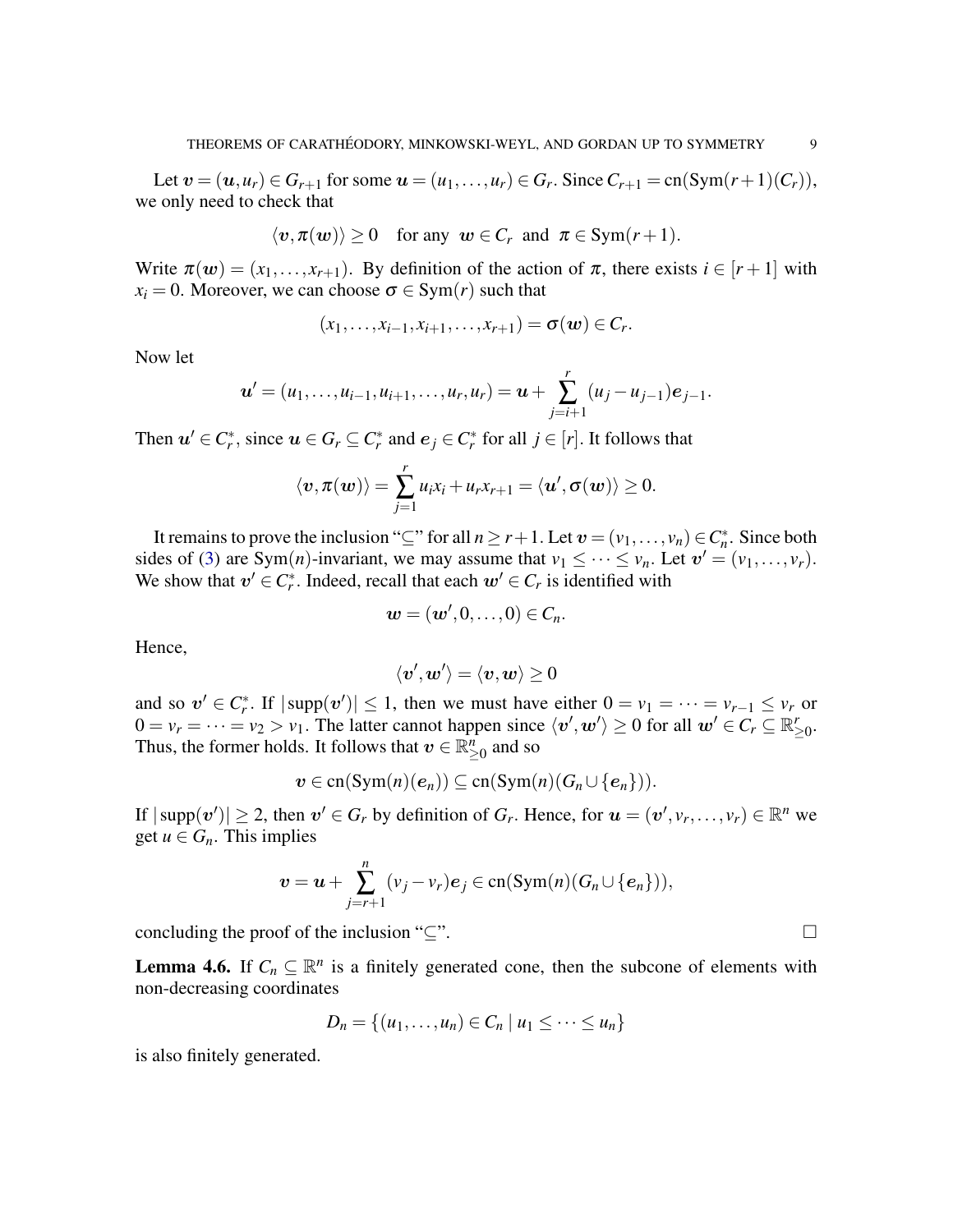Let $\boldsymbol{v} = (\boldsymbol{u}, u_r) \in G_{r+1}$ for some $\boldsymbol{u} = (u_1, \dots, u_r) \in G_r$. Since $C_{r+1} = \mathrm{cn}(\mathrm{Sym}(r+1)(C_r))$, we only need to check that

$$\langle \boldsymbol{v}, \pi(\boldsymbol{w}) \rangle \geq 0 \quad \text{for any } \boldsymbol{w} \in C_r \text{ and } \pi \in \mathrm{Sym}(r+1).$$

Write $\pi(\boldsymbol{w}) = (x_1, \dots, x_{r+1})$. By definition of the action of $\pi$, there exists $i \in [r+1]$ with $x_i = 0$. Moreover, we can choose $\sigma \in \mathrm{Sym}(r)$ such that

$$(x_1, \dots, x_{i-1}, x_{i+1}, \dots, x_{r+1}) = \sigma(\boldsymbol{w}) \in C_r.$$

Now let

$$\boldsymbol{u}' = (u_1, \dots, u_{i-1}, u_{i+1}, \dots, u_r, u_r) = \boldsymbol{u} + \sum_{j=i+1}^{r} (u_j - u_{j-1}) \boldsymbol{e}_{j-1}.$$

Then $\boldsymbol{u}' \in C_r^*$, since $\boldsymbol{u} \in G_r \subseteq C_r^*$ and $\boldsymbol{e}_j \in C_r^*$ for all $j \in [r]$. It follows that

$$\langle \boldsymbol{v}, \pi(\boldsymbol{w}) \rangle = \sum_{j=1}^{r} u_i x_i + u_r x_{r+1} = \langle \boldsymbol{u}', \sigma(\boldsymbol{w}) \rangle \geq 0.$$

It remains to prove the inclusion "$\subseteq$" for all $n \geq r+1$. Let $\boldsymbol{v} = (v_1, \dots, v_n) \in C_n^*$. Since both sides of (3) are $\mathrm{Sym}(n)$-invariant, we may assume that $v_1 \leq \dots \leq v_n$. Let $\boldsymbol{v}' = (v_1, \dots, v_r)$. We show that $\boldsymbol{v}' \in C_r^*$. Indeed, recall that each $\boldsymbol{w}' \in C_r$ is identified with

$$\boldsymbol{w} = (\boldsymbol{w}', 0, \dots, 0) \in C_n.$$

Hence,

$$\langle \boldsymbol{v}', \boldsymbol{w}' \rangle = \langle \boldsymbol{v}, \boldsymbol{w} \rangle \geq 0$$

and so $\boldsymbol{v}' \in C_r^*$. If $|\operatorname{supp}(\boldsymbol{v}')| \leq 1$, then we must have either $0 = v_1 = \dots = v_{r-1} \leq v_r$ or $0 = v_r = \dots = v_2 > v_1$. The latter cannot happen since $\langle \boldsymbol{v}', \boldsymbol{w}' \rangle \geq 0$ for all $\boldsymbol{w}' \in C_r \subseteq \mathbb{R}^r_{\geq 0}$. Thus, the former holds. It follows that $\boldsymbol{v} \in \mathbb{R}^n_{\geq 0}$ and so

$$\boldsymbol{v} \in \mathrm{cn}(\mathrm{Sym}(n)(\boldsymbol{e}_n)) \subseteq \mathrm{cn}(\mathrm{Sym}(n)(G_n \cup \{\boldsymbol{e}_n\})).$$

If $|\operatorname{supp}(\boldsymbol{v}')| \geq 2$, then $\boldsymbol{v}' \in G_r$ by definition of $G_r$. Hence, for $\boldsymbol{u} = (\boldsymbol{v}', v_r, \dots, v_r) \in \mathbb{R}^n$ we get $u \in G_n$. This implies

$$\boldsymbol{v} = \boldsymbol{u} + \sum_{j=r+1}^{n} (v_j - v_r) \boldsymbol{e}_j \in \mathrm{cn}(\mathrm{Sym}(n)(G_n \cup \{\boldsymbol{e}_n\})),$$

concluding the proof of the inclusion "$\subseteq$". $\square$

**Lemma 4.6.** *If $C_n \subseteq \mathbb{R}^n$ is a finitely generated cone, then the subcone of elements with non-decreasing coordinates*

$$D_n = \{(u_1, \dots, u_n) \in C_n \mid u_1 \leq \dots \leq u_n\}$$

*is also finitely generated.*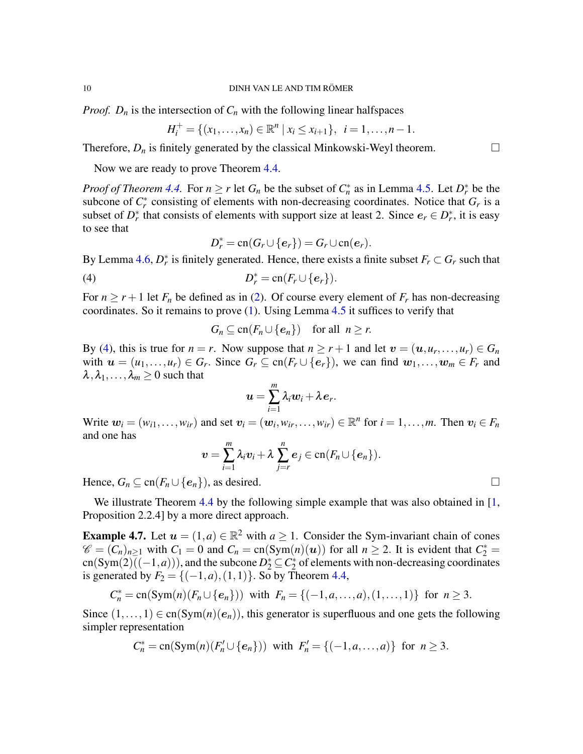*Proof.* $D_n$ is the intersection of $C_n$ with the following linear halfspaces

$$H_i^+ = \{(x_1,\dots,x_n) \in \mathbb{R}^n \mid x_i \le x_{i+1}\}, \ \ i = 1,\dots,n-1.$$

Therefore, $D_n$ is finitely generated by the classical Minkowski-Weyl theorem. $\square$

Now we are ready to prove Theorem 4.4.

*Proof of Theorem 4.4.* For $n \ge r$ let $G_n$ be the subset of $C_n^*$ as in Lemma 4.5. Let $D_r^*$ be the subcone of $C_r^*$ consisting of elements with non-decreasing coordinates. Notice that $G_r$ is a subset of $D_r^*$ that consists of elements with support size at least 2. Since $\boldsymbol{e}_r \in D_r^*$, it is easy to see that

$$D_r^* = \operatorname{cn}(G_r \cup \{\boldsymbol{e}_r\}) = G_r \cup \operatorname{cn}(\boldsymbol{e}_r).$$

By Lemma 4.6, $D_r^*$ is finitely generated. Hence, there exists a finite subset $F_r \subset G_r$ such that

$$D_r^* = \operatorname{cn}(F_r \cup \{\boldsymbol{e}_r\}). \tag{4}$$

For $n \ge r+1$ let $F_n$ be defined as in (2). Of course every element of $F_r$ has non-decreasing coordinates. So it remains to prove (1). Using Lemma 4.5 it suffices to verify that

$$G_n \subseteq \operatorname{cn}(F_n \cup \{\boldsymbol{e}_n\}) \quad \text{for all } \ n \ge r.$$

By (4), this is true for $n = r$. Now suppose that $n \ge r+1$ and let $\boldsymbol{v} = (\boldsymbol{u}, u_r, \dots, u_r) \in G_n$ with $\boldsymbol{u} = (u_1,\dots,u_r) \in G_r$. Since $G_r \subseteq \operatorname{cn}(F_r \cup \{\boldsymbol{e}_r\})$, we can find $\boldsymbol{w}_1,\dots,\boldsymbol{w}_m \in F_r$ and $\lambda, \lambda_1, \dots, \lambda_m \ge 0$ such that

$$\boldsymbol{u} = \sum_{i=1}^{m} \lambda_i \boldsymbol{w}_i + \lambda \boldsymbol{e}_r.$$

Write $\boldsymbol{w}_i = (w_{i1},\dots,w_{ir})$ and set $\boldsymbol{v}_i = (\boldsymbol{w}_i, w_{ir}, \dots, w_{ir}) \in \mathbb{R}^n$ for $i = 1,\dots,m$. Then $\boldsymbol{v}_i \in F_n$ and one has

$$\boldsymbol{v} = \sum_{i=1}^{m} \lambda_i \boldsymbol{v}_i + \lambda \sum_{j=r}^{n} \boldsymbol{e}_j \in \operatorname{cn}(F_n \cup \{\boldsymbol{e}_n\}).$$

Hence, $G_n \subseteq \operatorname{cn}(F_n \cup \{\boldsymbol{e}_n\})$, as desired. $\square$

We illustrate Theorem 4.4 by the following simple example that was also obtained in [1, Proposition 2.2.4] by a more direct approach.

**Example 4.7.** Let $\boldsymbol{u} = (1,a) \in \mathbb{R}^2$ with $a \ge 1$. Consider the Sym-invariant chain of cones $\mathscr{C} = (C_n)_{n \ge 1}$ with $C_1 = 0$ and $C_n = \operatorname{cn}(\operatorname{Sym}(n)(\boldsymbol{u}))$ for all $n \ge 2$. It is evident that $C_2^* = \operatorname{cn}(\operatorname{Sym}(2)((-1,a)))$, and the subcone $D_2^* \subseteq C_2^*$ of elements with non-decreasing coordinates is generated by $F_2 = \{(-1,a),(1,1)\}$. So by Theorem 4.4,

$$C_n^* = \operatorname{cn}(\operatorname{Sym}(n)(F_n \cup \{\boldsymbol{e}_n\})) \ \text{ with } \ F_n = \{(-1,a,\dots,a),(1,\dots,1)\} \ \text{ for } \ n \ge 3.$$

Since $(1,\dots,1) \in \operatorname{cn}(\operatorname{Sym}(n)(\boldsymbol{e}_n))$, this generator is superfluous and one gets the following simpler representation

$$C_n^* = \operatorname{cn}(\operatorname{Sym}(n)(F_n' \cup \{\boldsymbol{e}_n\})) \ \text{ with } \ F_n' = \{(-1,a,\dots,a)\} \ \text{ for } \ n \ge 3.$$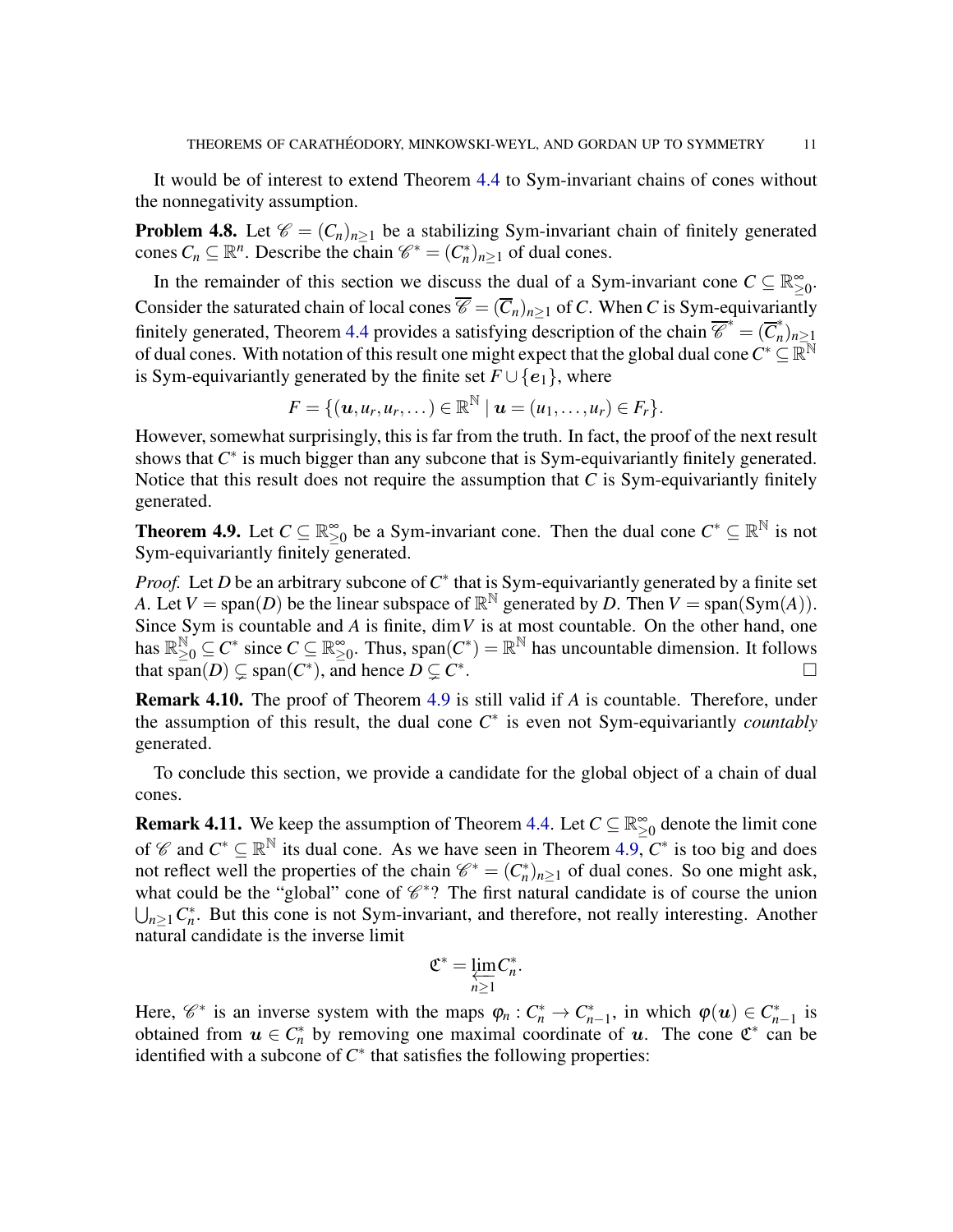It would be of interest to extend Theorem 4.4 to Sym-invariant chains of cones without the nonnegativity assumption.

**Problem 4.8.** Let $\mathscr{C} = (C_n)_{n\geq 1}$ be a stabilizing Sym-invariant chain of finitely generated cones $C_n \subseteq \mathbb{R}^n$. Describe the chain $\mathscr{C}^* = (C_n^*)_{n\geq 1}$ of dual cones.

In the remainder of this section we discuss the dual of a Sym-invariant cone $C \subseteq \mathbb{R}^\infty_{\geq 0}$. Consider the saturated chain of local cones $\overline{\mathscr{C}} = (\overline{C}_n)_{n\geq 1}$ of $C$. When $C$ is Sym-equivariantly finitely generated, Theorem 4.4 provides a satisfying description of the chain $\overline{\mathscr{C}}^* = (\overline{C}_n^*)_{n\geq 1}$ of dual cones. With notation of this result one might expect that the global dual cone $C^* \subseteq \mathbb{R}^{\mathbb{N}}$ is Sym-equivariantly generated by the finite set $F \cup \{\boldsymbol{e}_1\}$, where

$$F = \{(\boldsymbol{u}, u_r, u_r, \dots) \in \mathbb{R}^{\mathbb{N}} \mid \boldsymbol{u} = (u_1, \dots, u_r) \in F_r\}.$$

However, somewhat surprisingly, this is far from the truth. In fact, the proof of the next result shows that $C^*$ is much bigger than any subcone that is Sym-equivariantly finitely generated. Notice that this result does not require the assumption that $C$ is Sym-equivariantly finitely generated.

**Theorem 4.9.** Let $C \subseteq \mathbb{R}^\infty_{\geq 0}$ be a Sym-invariant cone. Then the dual cone $C^* \subseteq \mathbb{R}^{\mathbb{N}}$ is not Sym-equivariantly finitely generated.

*Proof.* Let $D$ be an arbitrary subcone of $C^*$ that is Sym-equivariantly generated by a finite set $A$. Let $V = \operatorname{span}(D)$ be the linear subspace of $\mathbb{R}^{\mathbb{N}}$ generated by $D$. Then $V = \operatorname{span}(\operatorname{Sym}(A))$. Since Sym is countable and $A$ is finite, $\dim V$ is at most countable. On the other hand, one has $\mathbb{R}^{\mathbb{N}}_{\geq 0} \subseteq C^*$ since $C \subseteq \mathbb{R}^\infty_{\geq 0}$. Thus, $\operatorname{span}(C^*) = \mathbb{R}^{\mathbb{N}}$ has uncountable dimension. It follows that $\operatorname{span}(D) \subsetneq \operatorname{span}(C^*)$, and hence $D \subsetneq C^*$. $\square$

**Remark 4.10.** The proof of Theorem 4.9 is still valid if $A$ is countable. Therefore, under the assumption of this result, the dual cone $C^*$ is even not Sym-equivariantly *countably* generated.

To conclude this section, we provide a candidate for the global object of a chain of dual cones.

**Remark 4.11.** We keep the assumption of Theorem 4.4. Let $C \subseteq \mathbb{R}^\infty_{\geq 0}$ denote the limit cone of $\mathscr{C}$ and $C^* \subseteq \mathbb{R}^{\mathbb{N}}$ its dual cone. As we have seen in Theorem 4.9, $C^*$ is too big and does not reflect well the properties of the chain $\mathscr{C}^* = (C_n^*)_{n\geq 1}$ of dual cones. So one might ask, what could be the "global" cone of $\mathscr{C}^*$? The first natural candidate is of course the union $\bigcup_{n\geq 1} C_n^*$. But this cone is not Sym-invariant, and therefore, not really interesting. Another natural candidate is the inverse limit

$$\mathfrak{C}^* = \varprojlim_{n\geq 1} C_n^*.$$

Here, $\mathscr{C}^*$ is an inverse system with the maps $\varphi_n : C_n^* \to C_{n-1}^*$, in which $\varphi(\boldsymbol{u}) \in C_{n-1}^*$ is obtained from $\boldsymbol{u} \in C_n^*$ by removing one maximal coordinate of $\boldsymbol{u}$. The cone $\mathfrak{C}^*$ can be identified with a subcone of $C^*$ that satisfies the following properties: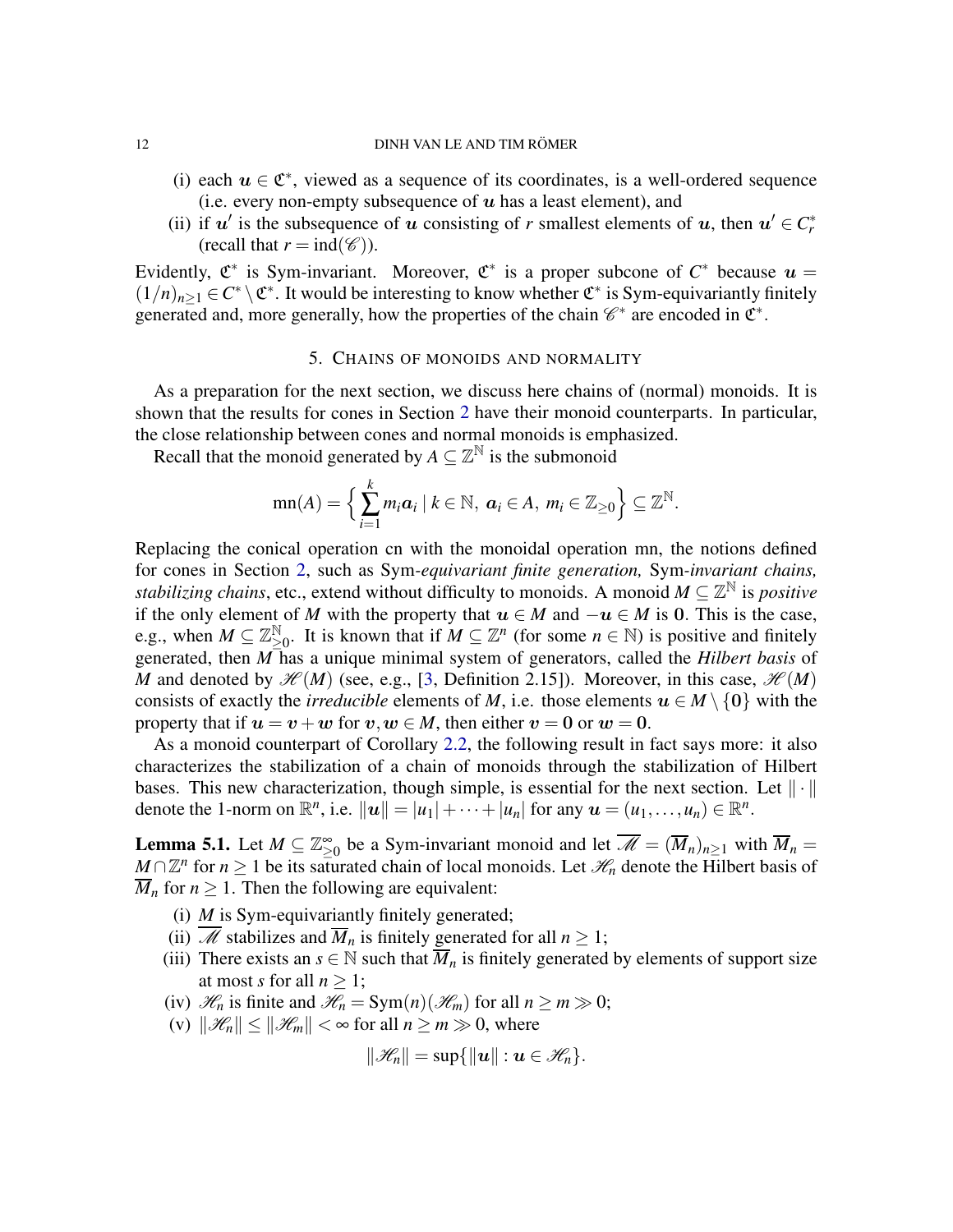(i) each $\boldsymbol{u} \in \mathfrak{C}^*$, viewed as a sequence of its coordinates, is a well-ordered sequence (i.e. every non-empty subsequence of $\boldsymbol{u}$ has a least element), and
(ii) if $\boldsymbol{u}'$ is the subsequence of $\boldsymbol{u}$ consisting of $r$ smallest elements of $\boldsymbol{u}$, then $\boldsymbol{u}' \in C_r^*$ (recall that $r = \operatorname{ind}(\mathscr{C})$).

Evidently, $\mathfrak{C}^*$ is Sym-invariant. Moreover, $\mathfrak{C}^*$ is a proper subcone of $C^*$ because $\boldsymbol{u} = (1/n)_{n\geq 1} \in C^* \setminus \mathfrak{C}^*$. It would be interesting to know whether $\mathfrak{C}^*$ is Sym-equivariantly finitely generated and, more generally, how the properties of the chain $\mathscr{C}^*$ are encoded in $\mathfrak{C}^*$.

## 5. Chains of monoids and normality

As a preparation for the next section, we discuss here chains of (normal) monoids. It is shown that the results for cones in Section 2 have their monoid counterparts. In particular, the close relationship between cones and normal monoids is emphasized.

Recall that the monoid generated by $A \subseteq \mathbb{Z}^{\mathbb{N}}$ is the submonoid

$$\operatorname{mn}(A) = \Big\{ \sum_{i=1}^{k} m_i \boldsymbol{a}_i \mid k \in \mathbb{N},\ \boldsymbol{a}_i \in A,\ m_i \in \mathbb{Z}_{\geq 0} \Big\} \subseteq \mathbb{Z}^{\mathbb{N}}.$$

Replacing the conical operation cn with the monoidal operation mn, the notions defined for cones in Section 2, such as Sym-*equivariant finite generation,* Sym-*invariant chains, stabilizing chains*, etc., extend without difficulty to monoids. A monoid $M \subseteq \mathbb{Z}^{\mathbb{N}}$ is *positive* if the only element of $M$ with the property that $\boldsymbol{u} \in M$ and $-\boldsymbol{u} \in M$ is $\boldsymbol{0}$. This is the case, e.g., when $M \subseteq \mathbb{Z}^{\mathbb{N}}_{\geq 0}$. It is known that if $M \subseteq \mathbb{Z}^n$ (for some $n \in \mathbb{N}$) is positive and finitely generated, then $M$ has a unique minimal system of generators, called the *Hilbert basis* of $M$ and denoted by $\mathscr{H}(M)$ (see, e.g., [3, Definition 2.15]). Moreover, in this case, $\mathscr{H}(M)$ consists of exactly the *irreducible* elements of $M$, i.e. those elements $\boldsymbol{u} \in M \setminus \{\boldsymbol{0}\}$ with the property that if $\boldsymbol{u} = \boldsymbol{v} + \boldsymbol{w}$ for $\boldsymbol{v}, \boldsymbol{w} \in M$, then either $\boldsymbol{v} = \boldsymbol{0}$ or $\boldsymbol{w} = \boldsymbol{0}$.

As a monoid counterpart of Corollary 2.2, the following result in fact says more: it also characterizes the stabilization of a chain of monoids through the stabilization of Hilbert bases. This new characterization, though simple, is essential for the next section. Let $\|\cdot\|$ denote the 1-norm on $\mathbb{R}^n$, i.e. $\|\boldsymbol{u}\| = |u_1| + \cdots + |u_n|$ for any $\boldsymbol{u} = (u_1, \ldots, u_n) \in \mathbb{R}^n$.

**Lemma 5.1.** Let $M \subseteq \mathbb{Z}^{\infty}_{\geq 0}$ be a Sym-invariant monoid and let $\overline{\mathscr{M}} = (\overline{M}_n)_{n\geq 1}$ with $\overline{M}_n = M \cap \mathbb{Z}^n$ for $n \geq 1$ be its saturated chain of local monoids. Let $\mathscr{H}_n$ denote the Hilbert basis of $\overline{M}_n$ for $n \geq 1$. Then the following are equivalent:

(i) $M$ is Sym-equivariantly finitely generated;
(ii) $\overline{\mathscr{M}}$ stabilizes and $\overline{M}_n$ is finitely generated for all $n \geq 1$;
(iii) There exists an $s \in \mathbb{N}$ such that $\overline{M}_n$ is finitely generated by elements of support size at most $s$ for all $n \geq 1$;
(iv) $\mathscr{H}_n$ is finite and $\mathscr{H}_n = \operatorname{Sym}(n)(\mathscr{H}_m)$ for all $n \geq m \gg 0$;
(v) $\|\mathscr{H}_n\| \leq \|\mathscr{H}_m\| < \infty$ for all $n \geq m \gg 0$, where

$$\|\mathscr{H}_n\| = \sup\{\|\boldsymbol{u}\| : \boldsymbol{u} \in \mathscr{H}_n\}.$$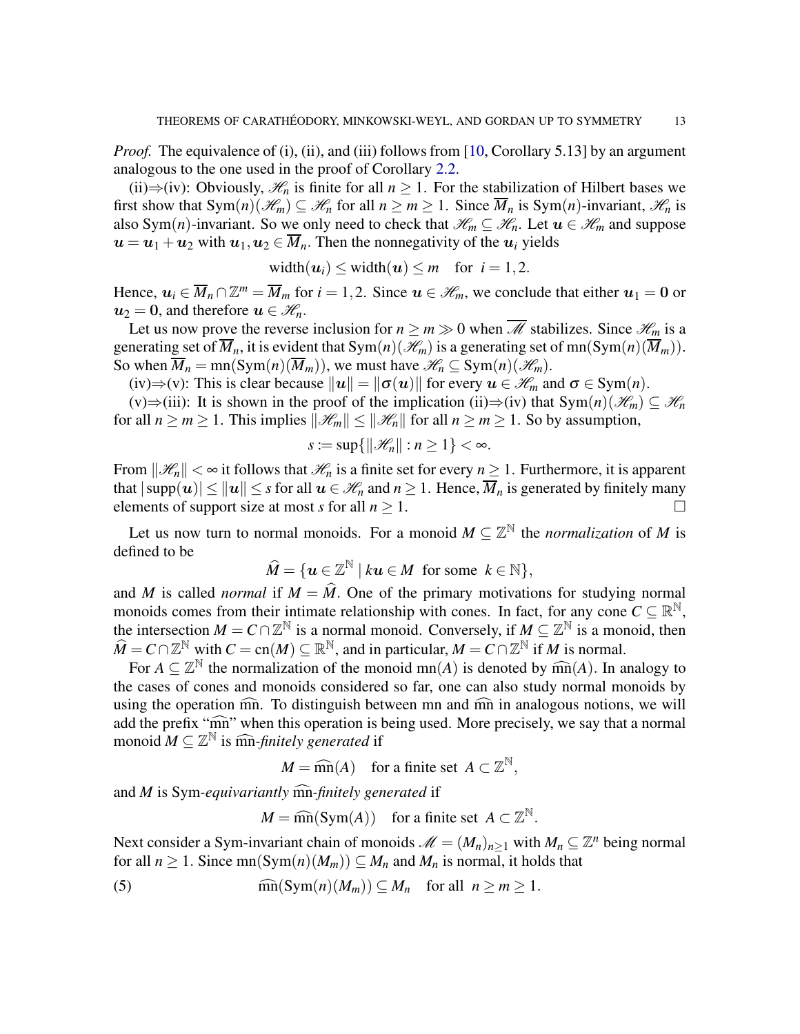*Proof.* The equivalence of (i), (ii), and (iii) follows from [10, Corollary 5.13] by an argument analogous to the one used in the proof of Corollary 2.2.

(ii)⇒(iv): Obviously, $\mathscr{H}_n$ is finite for all $n \geq 1$. For the stabilization of Hilbert bases we first show that $\mathrm{Sym}(n)(\mathscr{H}_m) \subseteq \mathscr{H}_n$ for all $n \geq m \geq 1$. Since $\overline{M}_n$ is $\mathrm{Sym}(n)$-invariant, $\mathscr{H}_n$ is also $\mathrm{Sym}(n)$-invariant. So we only need to check that $\mathscr{H}_m \subseteq \mathscr{H}_n$. Let $\boldsymbol{u} \in \mathscr{H}_m$ and suppose $\boldsymbol{u} = \boldsymbol{u}_1 + \boldsymbol{u}_2$ with $\boldsymbol{u}_1, \boldsymbol{u}_2 \in \overline{M}_n$. Then the nonnegativity of the $\boldsymbol{u}_i$ yields

$$\mathrm{width}(\boldsymbol{u}_i) \leq \mathrm{width}(\boldsymbol{u}) \leq m \quad \text{for } \ i = 1, 2.$$

Hence, $\boldsymbol{u}_i \in \overline{M}_n \cap \mathbb{Z}^m = \overline{M}_m$ for $i = 1, 2$. Since $\boldsymbol{u} \in \mathscr{H}_m$, we conclude that either $\boldsymbol{u}_1 = \boldsymbol{0}$ or $\boldsymbol{u}_2 = \boldsymbol{0}$, and therefore $\boldsymbol{u} \in \mathscr{H}_n$.

Let us now prove the reverse inclusion for $n \geq m \gg 0$ when $\overline{\mathscr{M}}$ stabilizes. Since $\mathscr{H}_m$ is a generating set of $\overline{M}_n$, it is evident that $\mathrm{Sym}(n)(\mathscr{H}_m)$ is a generating set of $\mathrm{mn}(\mathrm{Sym}(n)(\overline{M}_m))$. So when $\overline{M}_n = \mathrm{mn}(\mathrm{Sym}(n)(\overline{M}_m))$, we must have $\mathscr{H}_n \subseteq \mathrm{Sym}(n)(\mathscr{H}_m)$.

(iv)⇒(v): This is clear because $\|\boldsymbol{u}\| = \|\sigma(\boldsymbol{u})\|$ for every $\boldsymbol{u} \in \mathscr{H}_m$ and $\sigma \in \mathrm{Sym}(n)$.

(v)⇒(iii): It is shown in the proof of the implication (ii)⇒(iv) that $\mathrm{Sym}(n)(\mathscr{H}_m) \subseteq \mathscr{H}_n$ for all $n \geq m \geq 1$. This implies $\|\mathscr{H}_m\| \leq \|\mathscr{H}_n\|$ for all $n \geq m \geq 1$. So by assumption,

$$s := \sup\{\|\mathscr{H}_n\| : n \geq 1\} < \infty.$$

From $\|\mathscr{H}_n\| < \infty$ it follows that $\mathscr{H}_n$ is a finite set for every $n \geq 1$. Furthermore, it is apparent that $|\mathrm{supp}(\boldsymbol{u})| \leq \|\boldsymbol{u}\| \leq s$ for all $\boldsymbol{u} \in \mathscr{H}_n$ and $n \geq 1$. Hence, $\overline{M}_n$ is generated by finitely many elements of support size at most $s$ for all $n \geq 1$. □

Let us now turn to normal monoids. For a monoid $M \subseteq \mathbb{Z}^{\mathbb{N}}$ the *normalization* of $M$ is defined to be

$$\widehat{M} = \{\boldsymbol{u} \in \mathbb{Z}^{\mathbb{N}} \mid k\boldsymbol{u} \in M \ \text{ for some } \ k \in \mathbb{N}\},$$

and $M$ is called *normal* if $M = \widehat{M}$. One of the primary motivations for studying normal monoids comes from their intimate relationship with cones. In fact, for any cone $C \subseteq \mathbb{R}^{\mathbb{N}}$, the intersection $M = C \cap \mathbb{Z}^{\mathbb{N}}$ is a normal monoid. Conversely, if $M \subseteq \mathbb{Z}^{\mathbb{N}}$ is a monoid, then $\widehat{M} = C \cap \mathbb{Z}^{\mathbb{N}}$ with $C = \mathrm{cn}(M) \subseteq \mathbb{R}^{\mathbb{N}}$, and in particular, $M = C \cap \mathbb{Z}^{\mathbb{N}}$ if $M$ is normal.

For $A \subseteq \mathbb{Z}^{\mathbb{N}}$ the normalization of the monoid $\mathrm{mn}(A)$ is denoted by $\widehat{\mathrm{mn}}(A)$. In analogy to the cases of cones and monoids considered so far, one can also study normal monoids by using the operation $\widehat{\mathrm{mn}}$. To distinguish between $\mathrm{mn}$ and $\widehat{\mathrm{mn}}$ in analogous notions, we will add the prefix "$\widehat{\mathrm{mn}}$" when this operation is being used. More precisely, we say that a normal monoid $M \subseteq \mathbb{Z}^{\mathbb{N}}$ is $\widehat{\mathrm{mn}}$*-finitely generated* if

$$M = \widehat{\mathrm{mn}}(A) \quad \text{for a finite set } \ A \subset \mathbb{Z}^{\mathbb{N}},$$

and $M$ is Sym*-equivariantly* $\widehat{\mathrm{mn}}$*-finitely generated* if

$$M = \widehat{\mathrm{mn}}(\mathrm{Sym}(A)) \quad \text{for a finite set } \ A \subset \mathbb{Z}^{\mathbb{N}}.$$

Next consider a Sym-invariant chain of monoids $\mathscr{M} = (M_n)_{n \geq 1}$ with $M_n \subseteq \mathbb{Z}^n$ being normal for all $n \geq 1$. Since $\mathrm{mn}(\mathrm{Sym}(n)(M_m)) \subseteq M_n$ and $M_n$ is normal, it holds that

$$\widehat{\mathrm{mn}}(\mathrm{Sym}(n)(M_m)) \subseteq M_n \quad \text{for all } \ n \geq m \geq 1. \tag{5}$$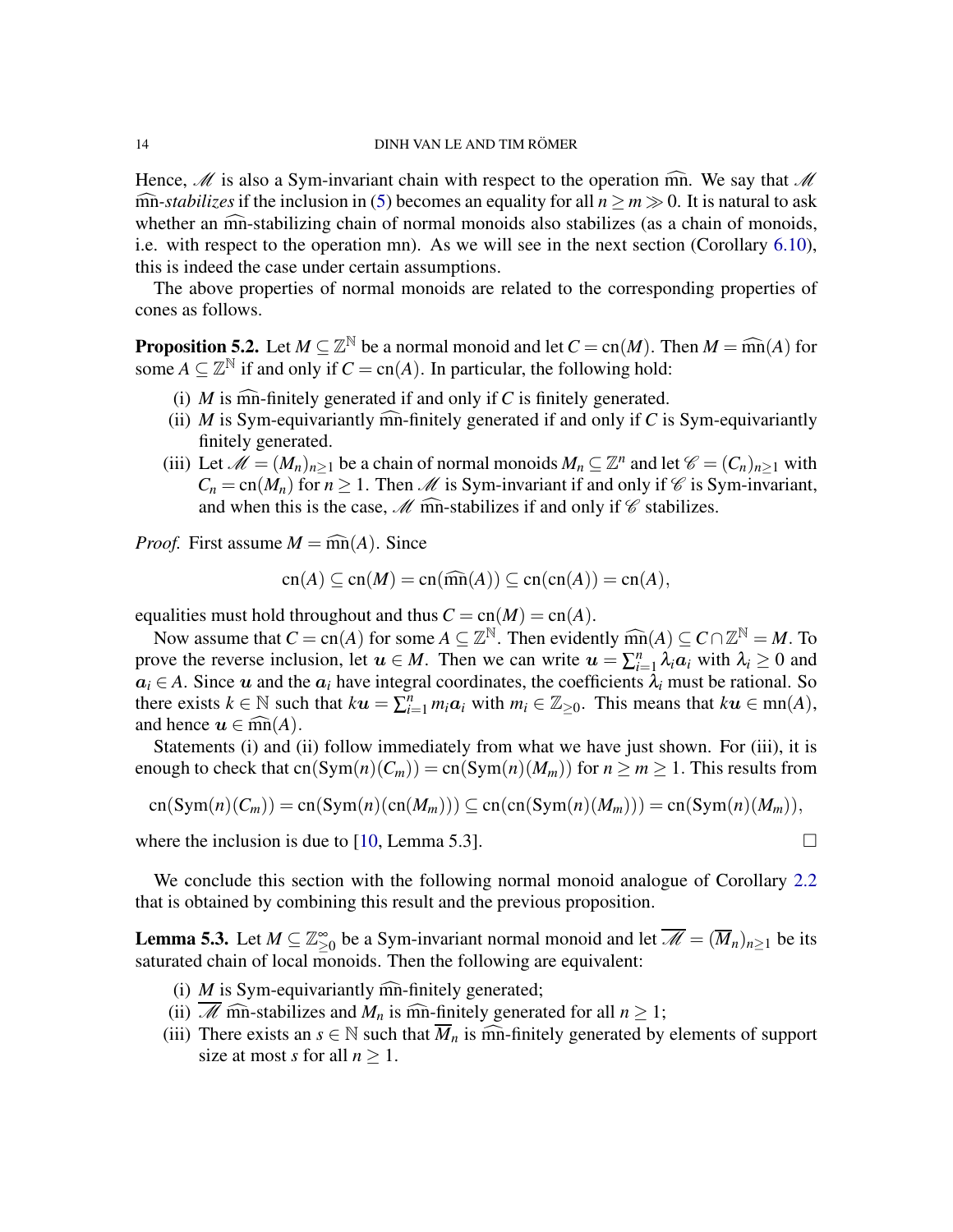Hence, $\mathscr{M}$ is also a Sym-invariant chain with respect to the operation $\widehat{\text{mn}}$. We say that $\mathscr{M}$ $\widehat{\text{mn}}$-*stabilizes* if the inclusion in (5) becomes an equality for all $n \geq m \gg 0$. It is natural to ask whether an $\widehat{\text{mn}}$-stabilizing chain of normal monoids also stabilizes (as a chain of monoids, i.e. with respect to the operation mn). As we will see in the next section (Corollary 6.10), this is indeed the case under certain assumptions.

The above properties of normal monoids are related to the corresponding properties of cones as follows.

**Proposition 5.2.** Let $M \subseteq \mathbb{Z}^{\mathbb{N}}$ be a normal monoid and let $C = \text{cn}(M)$. Then $M = \widehat{\text{mn}}(A)$ for some $A \subseteq \mathbb{Z}^{\mathbb{N}}$ if and only if $C = \text{cn}(A)$. In particular, the following hold:

- (i) $M$ is $\widehat{\text{mn}}$-finitely generated if and only if $C$ is finitely generated.
- (ii) $M$ is Sym-equivariantly $\widehat{\text{mn}}$-finitely generated if and only if $C$ is Sym-equivariantly finitely generated.
- (iii) Let $\mathscr{M} = (M_n)_{n\geq 1}$ be a chain of normal monoids $M_n \subseteq \mathbb{Z}^n$ and let $\mathscr{C} = (C_n)_{n\geq 1}$ with $C_n = \text{cn}(M_n)$ for $n \geq 1$. Then $\mathscr{M}$ is Sym-invariant if and only if $\mathscr{C}$ is Sym-invariant, and when this is the case, $\mathscr{M}$ $\widehat{\text{mn}}$-stabilizes if and only if $\mathscr{C}$ stabilizes.

*Proof.* First assume $M = \widehat{\text{mn}}(A)$. Since

$$\text{cn}(A) \subseteq \text{cn}(M) = \text{cn}(\widehat{\text{mn}}(A)) \subseteq \text{cn}(\text{cn}(A)) = \text{cn}(A),$$

equalities must hold throughout and thus $C = \text{cn}(M) = \text{cn}(A)$.

Now assume that $C = \text{cn}(A)$ for some $A \subseteq \mathbb{Z}^{\mathbb{N}}$. Then evidently $\widehat{\text{mn}}(A) \subseteq C \cap \mathbb{Z}^{\mathbb{N}} = M$. To prove the reverse inclusion, let $\boldsymbol{u} \in M$. Then we can write $\boldsymbol{u} = \sum_{i=1}^{n} \lambda_i \boldsymbol{a}_i$ with $\lambda_i \geq 0$ and $\boldsymbol{a}_i \in A$. Since $\boldsymbol{u}$ and the $\boldsymbol{a}_i$ have integral coordinates, the coefficients $\lambda_i$ must be rational. So there exists $k \in \mathbb{N}$ such that $k\boldsymbol{u} = \sum_{i=1}^{n} m_i \boldsymbol{a}_i$ with $m_i \in \mathbb{Z}_{\geq 0}$. This means that $k\boldsymbol{u} \in \text{mn}(A)$, and hence $\boldsymbol{u} \in \widehat{\text{mn}}(A)$.

Statements (i) and (ii) follow immediately from what we have just shown. For (iii), it is enough to check that $\text{cn}(\text{Sym}(n)(C_m)) = \text{cn}(\text{Sym}(n)(M_m))$ for $n \geq m \geq 1$. This results from

$$\text{cn}(\text{Sym}(n)(C_m)) = \text{cn}(\text{Sym}(n)(\text{cn}(M_m))) \subseteq \text{cn}(\text{cn}(\text{Sym}(n)(M_m))) = \text{cn}(\text{Sym}(n)(M_m)),$$

where the inclusion is due to [10, Lemma 5.3]. $\square$

We conclude this section with the following normal monoid analogue of Corollary 2.2 that is obtained by combining this result and the previous proposition.

**Lemma 5.3.** Let $M \subseteq \mathbb{Z}_{\geq 0}^{\infty}$ be a Sym-invariant normal monoid and let $\overline{\mathscr{M}} = (\overline{M}_n)_{n\geq 1}$ be its saturated chain of local monoids. Then the following are equivalent:

- (i) $M$ is Sym-equivariantly $\widehat{\text{mn}}$-finitely generated;
- (ii) $\overline{\mathscr{M}}$ $\widehat{\text{mn}}$-stabilizes and $M_n$ is $\widehat{\text{mn}}$-finitely generated for all $n \geq 1$;
- (iii) There exists an $s \in \mathbb{N}$ such that $\overline{M}_n$ is $\widehat{\text{mn}}$-finitely generated by elements of support size at most $s$ for all $n \geq 1$.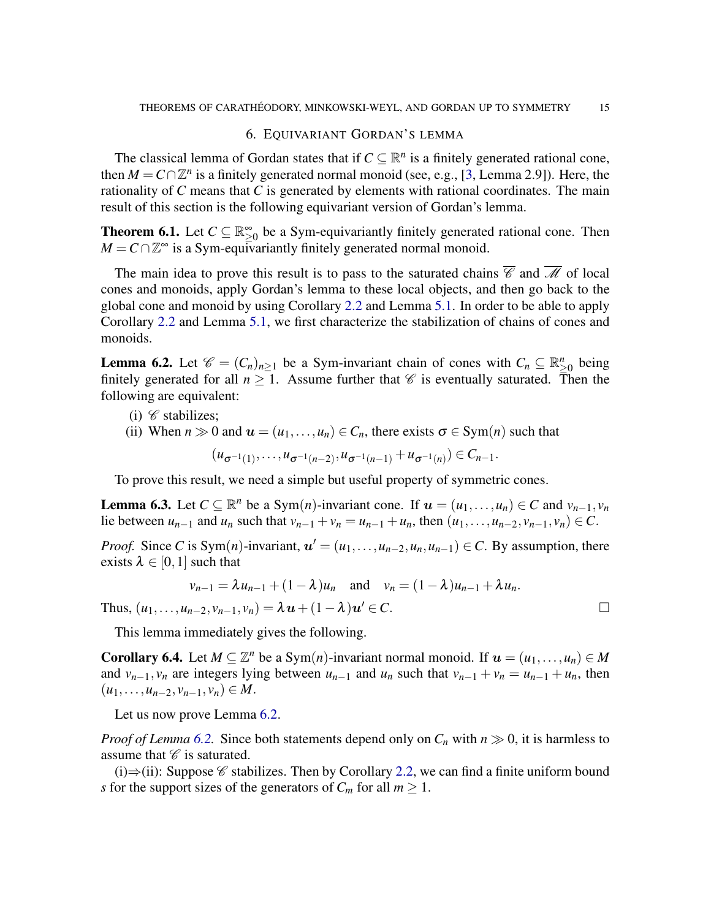## 6. Equivariant Gordan's lemma

The classical lemma of Gordan states that if $C \subseteq \mathbb{R}^n$ is a finitely generated rational cone, then $M = C \cap \mathbb{Z}^n$ is a finitely generated normal monoid (see, e.g., [3, Lemma 2.9]). Here, the rationality of $C$ means that $C$ is generated by elements with rational coordinates. The main result of this section is the following equivariant version of Gordan's lemma.

**Theorem 6.1.** Let $C \subseteq \mathbb{R}^{\infty}_{\geq 0}$ be a Sym-equivariantly finitely generated rational cone. Then $M = C \cap \mathbb{Z}^{\infty}$ is a Sym-equivariantly finitely generated normal monoid.

The main idea to prove this result is to pass to the saturated chains $\overline{\mathscr{C}}$ and $\overline{\mathscr{M}}$ of local cones and monoids, apply Gordan's lemma to these local objects, and then go back to the global cone and monoid by using Corollary 2.2 and Lemma 5.1. In order to be able to apply Corollary 2.2 and Lemma 5.1, we first characterize the stabilization of chains of cones and monoids.

**Lemma 6.2.** Let $\mathscr{C} = (C_n)_{n\geq 1}$ be a Sym-invariant chain of cones with $C_n \subseteq \mathbb{R}^n_{\geq 0}$ being finitely generated for all $n \geq 1$. Assume further that $\mathscr{C}$ is eventually saturated. Then the following are equivalent:

(i) $\mathscr{C}$ stabilizes;
(ii) When $n \gg 0$ and $\boldsymbol{u} = (u_1, \ldots, u_n) \in C_n$, there exists $\sigma \in \mathrm{Sym}(n)$ such that

$$(u_{\sigma^{-1}(1)}, \ldots, u_{\sigma^{-1}(n-2)}, u_{\sigma^{-1}(n-1)} + u_{\sigma^{-1}(n)}) \in C_{n-1}.$$

To prove this result, we need a simple but useful property of symmetric cones.

**Lemma 6.3.** Let $C \subseteq \mathbb{R}^n$ be a $\mathrm{Sym}(n)$-invariant cone. If $\boldsymbol{u} = (u_1, \ldots, u_n) \in C$ and $v_{n-1}, v_n$ lie between $u_{n-1}$ and $u_n$ such that $v_{n-1} + v_n = u_{n-1} + u_n$, then $(u_1, \ldots, u_{n-2}, v_{n-1}, v_n) \in C$.

*Proof.* Since $C$ is $\mathrm{Sym}(n)$-invariant, $\boldsymbol{u}' = (u_1, \ldots, u_{n-2}, u_n, u_{n-1}) \in C$. By assumption, there exists $\lambda \in [0,1]$ such that

$$v_{n-1} = \lambda u_{n-1} + (1-\lambda)u_n \quad \text{and} \quad v_n = (1-\lambda)u_{n-1} + \lambda u_n.$$

Thus, $(u_1, \ldots, u_{n-2}, v_{n-1}, v_n) = \lambda \boldsymbol{u} + (1-\lambda)\boldsymbol{u}' \in C$. $\square$

This lemma immediately gives the following.

**Corollary 6.4.** Let $M \subseteq \mathbb{Z}^n$ be a $\mathrm{Sym}(n)$-invariant normal monoid. If $\boldsymbol{u} = (u_1, \ldots, u_n) \in M$ and $v_{n-1}, v_n$ are integers lying between $u_{n-1}$ and $u_n$ such that $v_{n-1} + v_n = u_{n-1} + u_n$, then $(u_1, \ldots, u_{n-2}, v_{n-1}, v_n) \in M$.

Let us now prove Lemma 6.2.

*Proof of Lemma 6.2.* Since both statements depend only on $C_n$ with $n \gg 0$, it is harmless to assume that $\mathscr{C}$ is saturated.

(i)$\Rightarrow$(ii): Suppose $\mathscr{C}$ stabilizes. Then by Corollary 2.2, we can find a finite uniform bound $s$ for the support sizes of the generators of $C_m$ for all $m \geq 1$.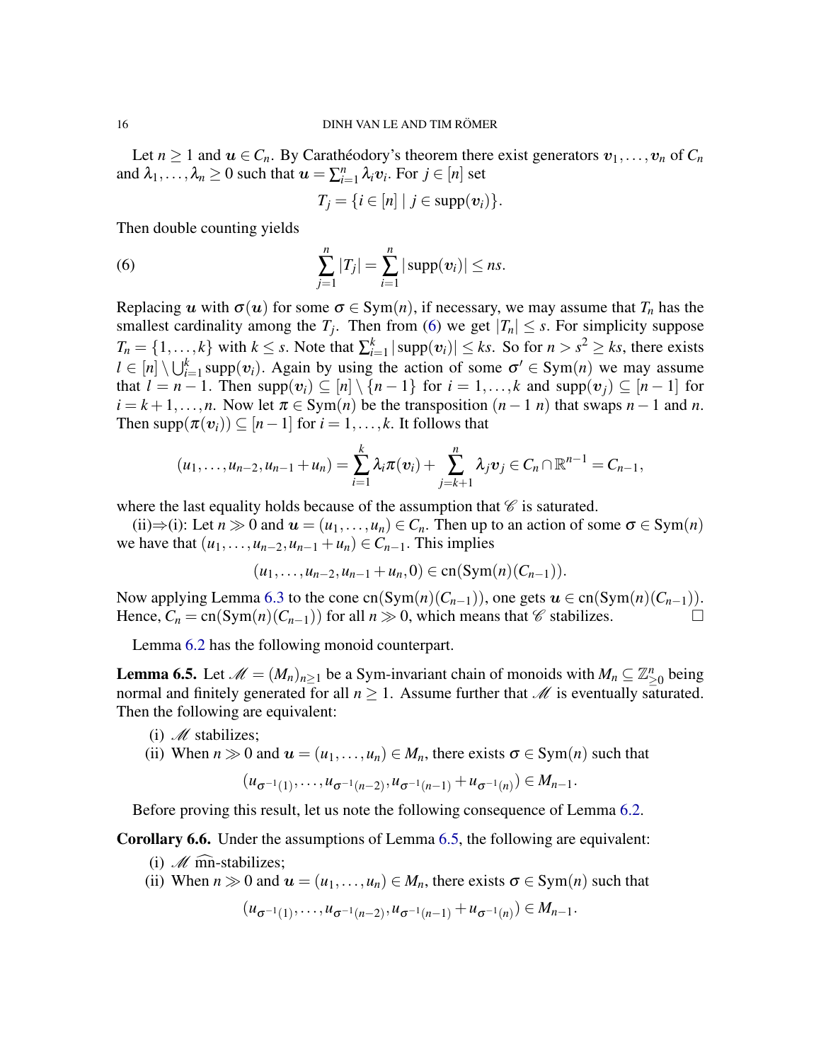Let $n \geq 1$ and $\boldsymbol{u} \in C_n$. By Carathéodory's theorem there exist generators $\boldsymbol{v}_1, \ldots, \boldsymbol{v}_n$ of $C_n$ and $\lambda_1, \ldots, \lambda_n \geq 0$ such that $\boldsymbol{u} = \sum_{i=1}^n \lambda_i \boldsymbol{v}_i$. For $j \in [n]$ set

$$T_j = \{i \in [n] \mid j \in \operatorname{supp}(\boldsymbol{v}_i)\}.$$

Then double counting yields

$$\sum_{j=1}^{n} |T_j| = \sum_{i=1}^{n} |\operatorname{supp}(\boldsymbol{v}_i)| \leq ns. \tag{6}$$

Replacing $\boldsymbol{u}$ with $\sigma(\boldsymbol{u})$ for some $\sigma \in \operatorname{Sym}(n)$, if necessary, we may assume that $T_n$ has the smallest cardinality among the $T_j$. Then from (6) we get $|T_n| \leq s$. For simplicity suppose $T_n = \{1, \ldots, k\}$ with $k \leq s$. Note that $\sum_{i=1}^k |\operatorname{supp}(\boldsymbol{v}_i)| \leq ks$. So for $n > s^2 \geq ks$, there exists $l \in [n] \setminus \bigcup_{i=1}^k \operatorname{supp}(\boldsymbol{v}_i)$. Again by using the action of some $\sigma' \in \operatorname{Sym}(n)$ we may assume that $l = n-1$. Then $\operatorname{supp}(\boldsymbol{v}_i) \subseteq [n] \setminus \{n-1\}$ for $i = 1, \ldots, k$ and $\operatorname{supp}(\boldsymbol{v}_j) \subseteq [n-1]$ for $i = k+1, \ldots, n$. Now let $\pi \in \operatorname{Sym}(n)$ be the transposition $(n-1\ n)$ that swaps $n-1$ and $n$. Then $\operatorname{supp}(\pi(\boldsymbol{v}_i)) \subseteq [n-1]$ for $i = 1, \ldots, k$. It follows that

$$(u_1, \ldots, u_{n-2}, u_{n-1} + u_n) = \sum_{i=1}^{k} \lambda_i \pi(\boldsymbol{v}_i) + \sum_{j=k+1}^{n} \lambda_j \boldsymbol{v}_j \in C_n \cap \mathbb{R}^{n-1} = C_{n-1},$$

where the last equality holds because of the assumption that $\mathscr{C}$ is saturated.

(ii)⇒(i): Let $n \gg 0$ and $\boldsymbol{u} = (u_1, \ldots, u_n) \in C_n$. Then up to an action of some $\sigma \in \operatorname{Sym}(n)$ we have that $(u_1, \ldots, u_{n-2}, u_{n-1} + u_n) \in C_{n-1}$. This implies

$$(u_1, \ldots, u_{n-2}, u_{n-1} + u_n, 0) \in \operatorname{cn}(\operatorname{Sym}(n)(C_{n-1})).$$

Now applying Lemma 6.3 to the cone $\operatorname{cn}(\operatorname{Sym}(n)(C_{n-1}))$, one gets $\boldsymbol{u} \in \operatorname{cn}(\operatorname{Sym}(n)(C_{n-1}))$. Hence, $C_n = \operatorname{cn}(\operatorname{Sym}(n)(C_{n-1}))$ for all $n \gg 0$, which means that $\mathscr{C}$ stabilizes. $\square$

Lemma 6.2 has the following monoid counterpart.

**Lemma 6.5.** Let $\mathscr{M} = (M_n)_{n \geq 1}$ be a Sym-invariant chain of monoids with $M_n \subseteq \mathbb{Z}^n_{\geq 0}$ being normal and finitely generated for all $n \geq 1$. Assume further that $\mathscr{M}$ is eventually saturated. Then the following are equivalent:

(i) $\mathscr{M}$ stabilizes;

(ii) When $n \gg 0$ and $\boldsymbol{u} = (u_1, \ldots, u_n) \in M_n$, there exists $\sigma \in \operatorname{Sym}(n)$ such that

$$(u_{\sigma^{-1}(1)}, \ldots, u_{\sigma^{-1}(n-2)}, u_{\sigma^{-1}(n-1)} + u_{\sigma^{-1}(n)}) \in M_{n-1}.$$

Before proving this result, let us note the following consequence of Lemma 6.2.

**Corollary 6.6.** Under the assumptions of Lemma 6.5, the following are equivalent:

(i) $\mathscr{M}$ $\widehat{\text{mn}}$-stabilizes;

(ii) When $n \gg 0$ and $\boldsymbol{u} = (u_1, \ldots, u_n) \in M_n$, there exists $\sigma \in \operatorname{Sym}(n)$ such that

$$(u_{\sigma^{-1}(1)}, \ldots, u_{\sigma^{-1}(n-2)}, u_{\sigma^{-1}(n-1)} + u_{\sigma^{-1}(n)}) \in M_{n-1}.$$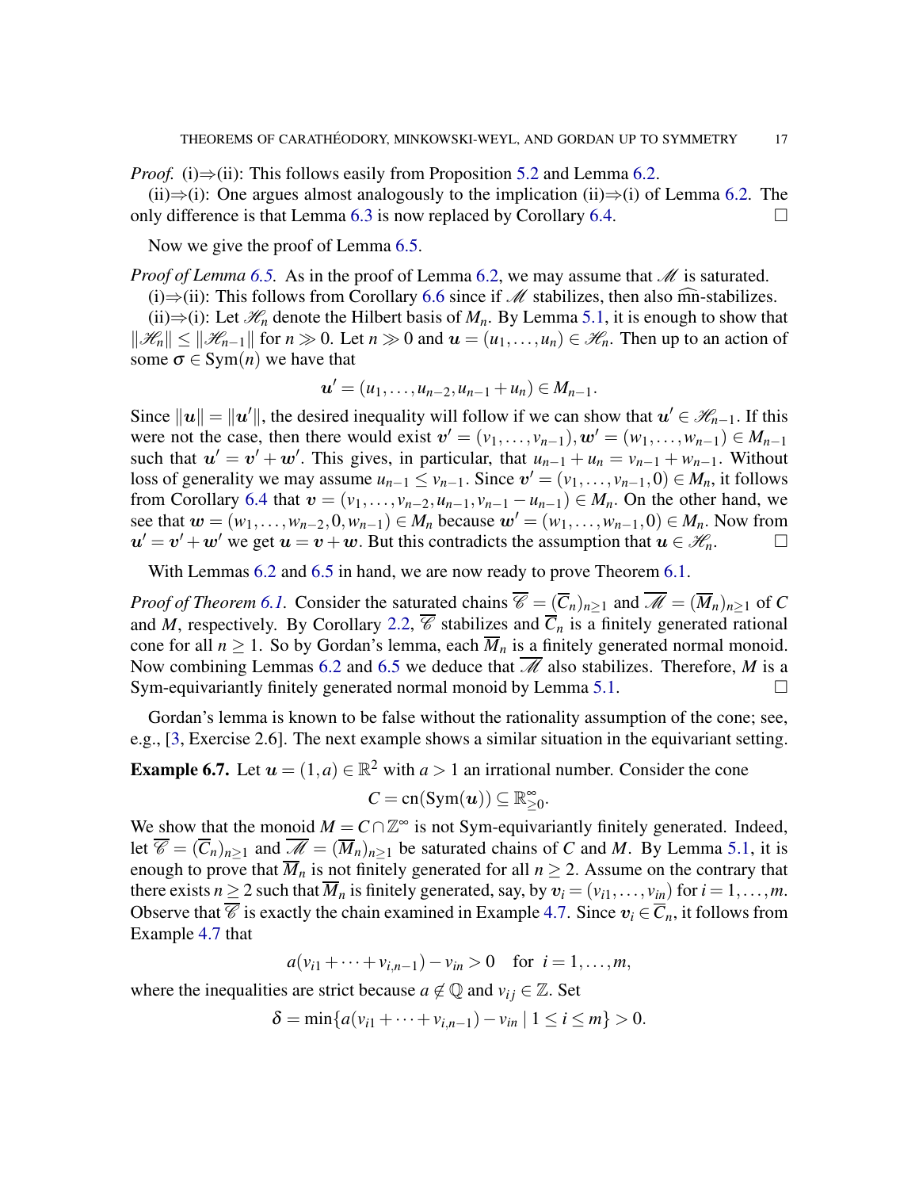*Proof.* (i)⇒(ii): This follows easily from Proposition 5.2 and Lemma 6.2.

(ii)⇒(i): One argues almost analogously to the implication (ii)⇒(i) of Lemma 6.2. The only difference is that Lemma 6.3 is now replaced by Corollary 6.4. □

Now we give the proof of Lemma 6.5.

*Proof of Lemma 6.5.* As in the proof of Lemma 6.2, we may assume that $\mathscr{M}$ is saturated.

(i)⇒(ii): This follows from Corollary 6.6 since if $\mathscr{M}$ stabilizes, then also $\widehat{\mathfrak{m}\mathfrak{n}}$-stabilizes.

(ii)⇒(i): Let $\mathscr{H}_n$ denote the Hilbert basis of $M_n$. By Lemma 5.1, it is enough to show that $\|\mathscr{H}_n\| \le \|\mathscr{H}_{n-1}\|$ for $n \gg 0$. Let $n \gg 0$ and $\boldsymbol{u} = (u_1, \dots, u_n) \in \mathscr{H}_n$. Then up to an action of some $\sigma \in \mathrm{Sym}(n)$ we have that

$$\boldsymbol{u}' = (u_1, \dots, u_{n-2}, u_{n-1} + u_n) \in M_{n-1}.$$

Since $\|\boldsymbol{u}\| = \|\boldsymbol{u}'\|$, the desired inequality will follow if we can show that $\boldsymbol{u}' \in \mathscr{H}_{n-1}$. If this were not the case, then there would exist $\boldsymbol{v}' = (v_1, \dots, v_{n-1}), \boldsymbol{w}' = (w_1, \dots, w_{n-1}) \in M_{n-1}$ such that $\boldsymbol{u}' = \boldsymbol{v}' + \boldsymbol{w}'$. This gives, in particular, that $u_{n-1} + u_n = v_{n-1} + w_{n-1}$. Without loss of generality we may assume $u_{n-1} \le v_{n-1}$. Since $\boldsymbol{v}' = (v_1, \dots, v_{n-1}, 0) \in M_n$, it follows from Corollary 6.4 that $\boldsymbol{v} = (v_1, \dots, v_{n-2}, u_{n-1}, v_{n-1} - u_{n-1}) \in M_n$. On the other hand, we see that $\boldsymbol{w} = (w_1, \dots, w_{n-2}, 0, w_{n-1}) \in M_n$ because $\boldsymbol{w}' = (w_1, \dots, w_{n-1}, 0) \in M_n$. Now from $\boldsymbol{u}' = \boldsymbol{v}' + \boldsymbol{w}'$ we get $\boldsymbol{u} = \boldsymbol{v} + \boldsymbol{w}$. But this contradicts the assumption that $\boldsymbol{u} \in \mathscr{H}_n$. □

With Lemmas 6.2 and 6.5 in hand, we are now ready to prove Theorem 6.1.

*Proof of Theorem 6.1.* Consider the saturated chains $\overline{\mathscr{C}} = (\overline{C}_n)_{n\ge1}$ and $\overline{\mathscr{M}} = (\overline{M}_n)_{n\ge1}$ of $C$ and $M$, respectively. By Corollary 2.2, $\overline{\mathscr{C}}$ stabilizes and $\overline{C}_n$ is a finitely generated rational cone for all $n \ge 1$. So by Gordan's lemma, each $\overline{M}_n$ is a finitely generated normal monoid. Now combining Lemmas 6.2 and 6.5 we deduce that $\overline{\mathscr{M}}$ also stabilizes. Therefore, $M$ is a Sym-equivariantly finitely generated normal monoid by Lemma 5.1. □

Gordan's lemma is known to be false without the rationality assumption of the cone; see, e.g., [3, Exercise 2.6]. The next example shows a similar situation in the equivariant setting.

**Example 6.7.** Let $\boldsymbol{u} = (1, a) \in \mathbb{R}^2$ with $a > 1$ an irrational number. Consider the cone

$$C = \mathrm{cn}(\mathrm{Sym}(\boldsymbol{u})) \subseteq \mathbb{R}^{\infty}_{\ge 0}.$$

We show that the monoid $M = C \cap \mathbb{Z}^{\infty}$ is not Sym-equivariantly finitely generated. Indeed, let $\overline{\mathscr{C}} = (\overline{C}_n)_{n\ge1}$ and $\overline{\mathscr{M}} = (\overline{M}_n)_{n\ge1}$ be saturated chains of $C$ and $M$. By Lemma 5.1, it is enough to prove that $\overline{M}_n$ is not finitely generated for all $n \ge 2$. Assume on the contrary that there exists $n \ge 2$ such that $\overline{M}_n$ is finitely generated, say, by $\boldsymbol{v}_i = (v_{i1}, \dots, v_{in})$ for $i = 1, \dots, m$. Observe that $\overline{\mathscr{C}}$ is exactly the chain examined in Example 4.7. Since $\boldsymbol{v}_i \in \overline{C}_n$, it follows from Example 4.7 that

$$a(v_{i1} + \cdots + v_{i,n-1}) - v_{in} > 0 \quad \text{for } i = 1, \dots, m,$$

where the inequalities are strict because $a \notin \mathbb{Q}$ and $v_{ij} \in \mathbb{Z}$. Set

$$\delta = \min\{a(v_{i1} + \cdots + v_{i,n-1}) - v_{in} \mid 1 \le i \le m\} > 0.$$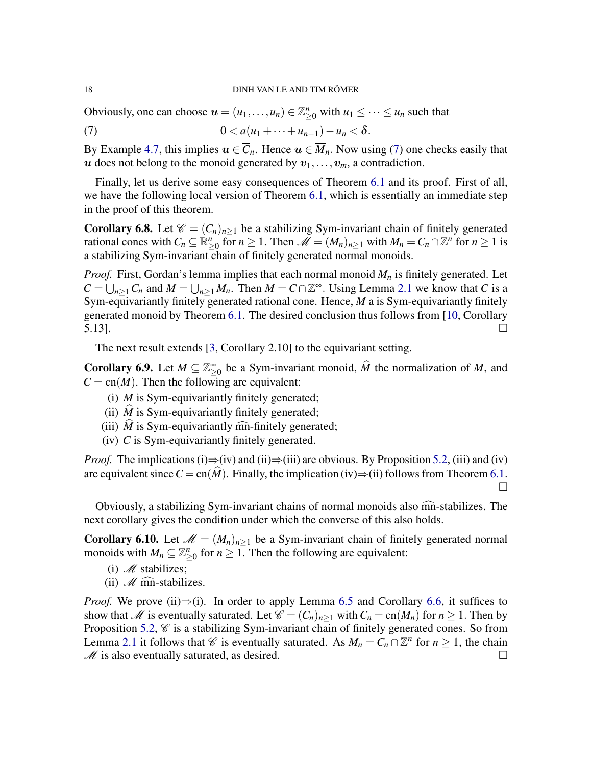Obviously, one can choose $\boldsymbol{u} = (u_1, \dots, u_n) \in \mathbb{Z}^n_{\geq 0}$ with $u_1 \leq \cdots \leq u_n$ such that

$$0 < a(u_1 + \cdots + u_{n-1}) - u_n < \delta. \tag{7}$$

By Example 4.7, this implies $\boldsymbol{u} \in \overline{C}_n$. Hence $\boldsymbol{u} \in \overline{M}_n$. Now using (7) one checks easily that $\boldsymbol{u}$ does not belong to the monoid generated by $\boldsymbol{v}_1, \dots, \boldsymbol{v}_m$, a contradiction.

Finally, let us derive some easy consequences of Theorem 6.1 and its proof. First of all, we have the following local version of Theorem 6.1, which is essentially an immediate step in the proof of this theorem.

**Corollary 6.8.** Let $\mathscr{C} = (C_n)_{n \geq 1}$ be a stabilizing Sym-invariant chain of finitely generated rational cones with $C_n \subseteq \mathbb{R}^n_{\geq 0}$ for $n \geq 1$. Then $\mathscr{M} = (M_n)_{n \geq 1}$ with $M_n = C_n \cap \mathbb{Z}^n$ for $n \geq 1$ is a stabilizing Sym-invariant chain of finitely generated normal monoids.

*Proof.* First, Gordan's lemma implies that each normal monoid $M_n$ is finitely generated. Let $C = \bigcup_{n \geq 1} C_n$ and $M = \bigcup_{n \geq 1} M_n$. Then $M = C \cap \mathbb{Z}^\infty$. Using Lemma 2.1 we know that $C$ is a Sym-equivariantly finitely generated rational cone. Hence, $M$ a is Sym-equivariantly finitely generated monoid by Theorem 6.1. The desired conclusion thus follows from [10, Corollary 5.13]. □

The next result extends [3, Corollary 2.10] to the equivariant setting.

**Corollary 6.9.** Let $M \subseteq \mathbb{Z}^\infty_{\geq 0}$ be a Sym-invariant monoid, $\widehat{M}$ the normalization of $M$, and $C = \operatorname{cn}(M)$. Then the following are equivalent:

(i) $M$ is Sym-equivariantly finitely generated;
(ii) $\widehat{M}$ is Sym-equivariantly finitely generated;
(iii) $\widehat{M}$ is Sym-equivariantly $\widehat{\mathrm{mn}}$-finitely generated;
(iv) $C$ is Sym-equivariantly finitely generated.

*Proof.* The implications (i)⇒(iv) and (ii)⇒(iii) are obvious. By Proposition 5.2, (iii) and (iv) are equivalent since $C = \operatorname{cn}(\widehat{M})$. Finally, the implication (iv)⇒(ii) follows from Theorem 6.1. □

Obviously, a stabilizing Sym-invariant chains of normal monoids also $\widehat{\mathrm{mn}}$-stabilizes. The next corollary gives the condition under which the converse of this also holds.

**Corollary 6.10.** Let $\mathscr{M} = (M_n)_{n \geq 1}$ be a Sym-invariant chain of finitely generated normal monoids with $M_n \subseteq \mathbb{Z}^n_{\geq 0}$ for $n \geq 1$. Then the following are equivalent:

(i) $\mathscr{M}$ stabilizes;
(ii) $\mathscr{M}$ $\widehat{\mathrm{mn}}$-stabilizes.

*Proof.* We prove (ii)⇒(i). In order to apply Lemma 6.5 and Corollary 6.6, it suffices to show that $\mathscr{M}$ is eventually saturated. Let $\mathscr{C} = (C_n)_{n \geq 1}$ with $C_n = \operatorname{cn}(M_n)$ for $n \geq 1$. Then by Proposition 5.2, $\mathscr{C}$ is a stabilizing Sym-invariant chain of finitely generated cones. So from Lemma 2.1 it follows that $\mathscr{C}$ is eventually saturated. As $M_n = C_n \cap \mathbb{Z}^n$ for $n \geq 1$, the chain $\mathscr{M}$ is also eventually saturated, as desired. □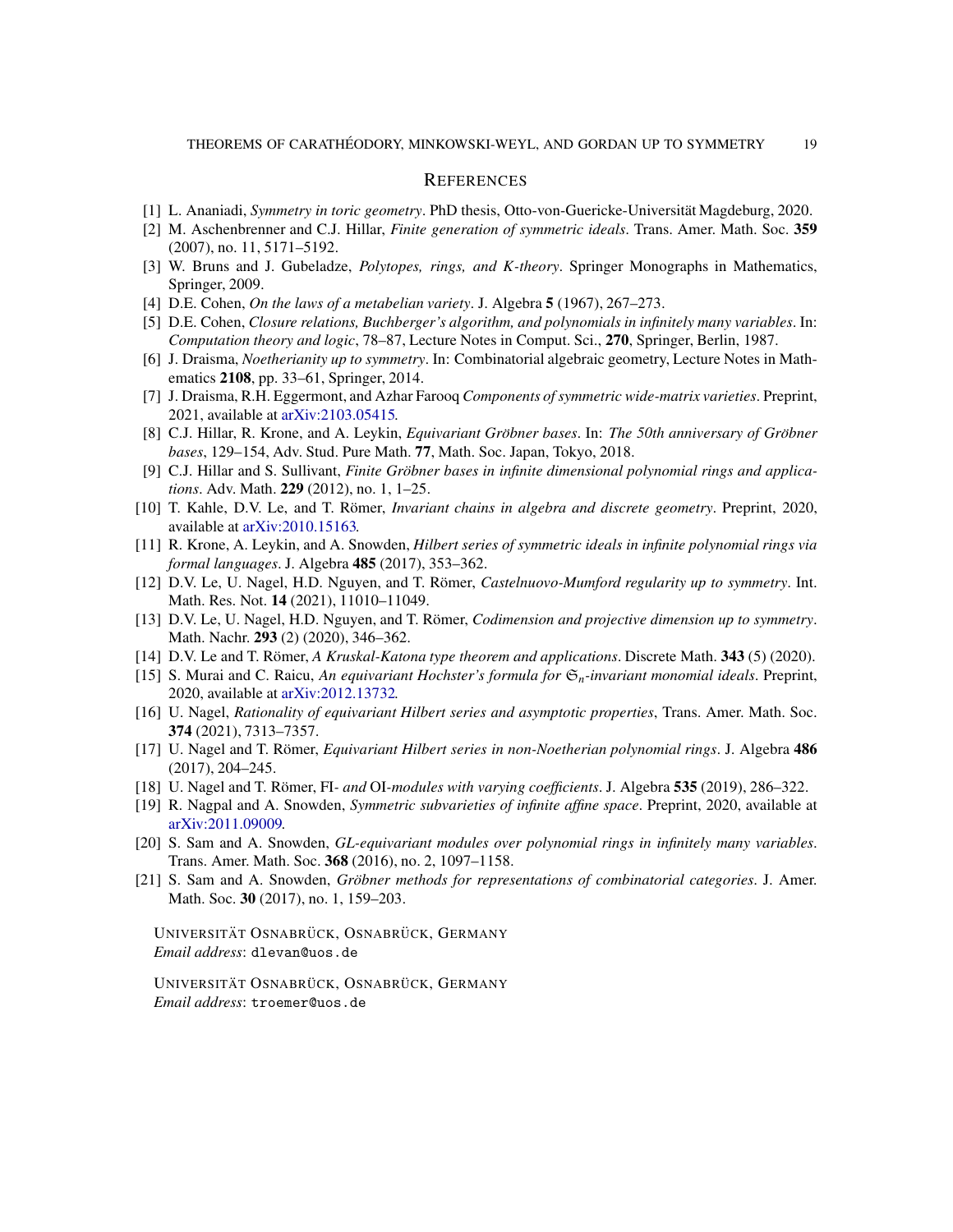## References

[1] L. Ananiadi, *Symmetry in toric geometry*. PhD thesis, Otto-von-Guericke-Universität Magdeburg, 2020.

[2] M. Aschenbrenner and C.J. Hillar, *Finite generation of symmetric ideals*. Trans. Amer. Math. Soc. **359** (2007), no. 11, 5171–5192.

[3] W. Bruns and J. Gubeladze, *Polytopes, rings, and K-theory*. Springer Monographs in Mathematics, Springer, 2009.

[4] D.E. Cohen, *On the laws of a metabelian variety*. J. Algebra **5** (1967), 267–273.

[5] D.E. Cohen, *Closure relations, Buchberger's algorithm, and polynomials in infinitely many variables*. In: *Computation theory and logic*, 78–87, Lecture Notes in Comput. Sci., **270**, Springer, Berlin, 1987.

[6] J. Draisma, *Noetherianity up to symmetry*. In: Combinatorial algebraic geometry, Lecture Notes in Mathematics **2108**, pp. 33–61, Springer, 2014.

[7] J. Draisma, R.H. Eggermont, and Azhar Farooq *Components of symmetric wide-matrix varieties*. Preprint, 2021, available at arXiv:2103.05415.

[8] C.J. Hillar, R. Krone, and A. Leykin, *Equivariant Gröbner bases*. In: *The 50th anniversary of Gröbner bases*, 129–154, Adv. Stud. Pure Math. **77**, Math. Soc. Japan, Tokyo, 2018.

[9] C.J. Hillar and S. Sullivant, *Finite Gröbner bases in infinite dimensional polynomial rings and applications*. Adv. Math. **229** (2012), no. 1, 1–25.

[10] T. Kahle, D.V. Le, and T. Römer, *Invariant chains in algebra and discrete geometry*. Preprint, 2020, available at arXiv:2010.15163.

[11] R. Krone, A. Leykin, and A. Snowden, *Hilbert series of symmetric ideals in infinite polynomial rings via formal languages*. J. Algebra **485** (2017), 353–362.

[12] D.V. Le, U. Nagel, H.D. Nguyen, and T. Römer, *Castelnuovo-Mumford regularity up to symmetry*. Int. Math. Res. Not. **14** (2021), 11010–11049.

[13] D.V. Le, U. Nagel, H.D. Nguyen, and T. Römer, *Codimension and projective dimension up to symmetry*. Math. Nachr. **293** (2) (2020), 346–362.

[14] D.V. Le and T. Römer, *A Kruskal-Katona type theorem and applications*. Discrete Math. **343** (5) (2020).

[15] S. Murai and C. Raicu, *An equivariant Hochster's formula for $\mathfrak{S}_n$-invariant monomial ideals*. Preprint, 2020, available at arXiv:2012.13732.

[16] U. Nagel, *Rationality of equivariant Hilbert series and asymptotic properties*, Trans. Amer. Math. Soc. **374** (2021), 7313–7357.

[17] U. Nagel and T. Römer, *Equivariant Hilbert series in non-Noetherian polynomial rings*. J. Algebra **486** (2017), 204–245.

[18] U. Nagel and T. Römer, FI- *and* OI-*modules with varying coefficients*. J. Algebra **535** (2019), 286–322.

[19] R. Nagpal and A. Snowden, *Symmetric subvarieties of infinite affine space*. Preprint, 2020, available at arXiv:2011.09009.

[20] S. Sam and A. Snowden, *GL-equivariant modules over polynomial rings in infinitely many variables*. Trans. Amer. Math. Soc. **368** (2016), no. 2, 1097–1158.

[21] S. Sam and A. Snowden, *Gröbner methods for representations of combinatorial categories*. J. Amer. Math. Soc. **30** (2017), no. 1, 159–203.

Universität Osnabrück, Osnabrück, Germany
*Email address*: dlevan@uos.de

Universität Osnabrück, Osnabrück, Germany
*Email address*: troemer@uos.de